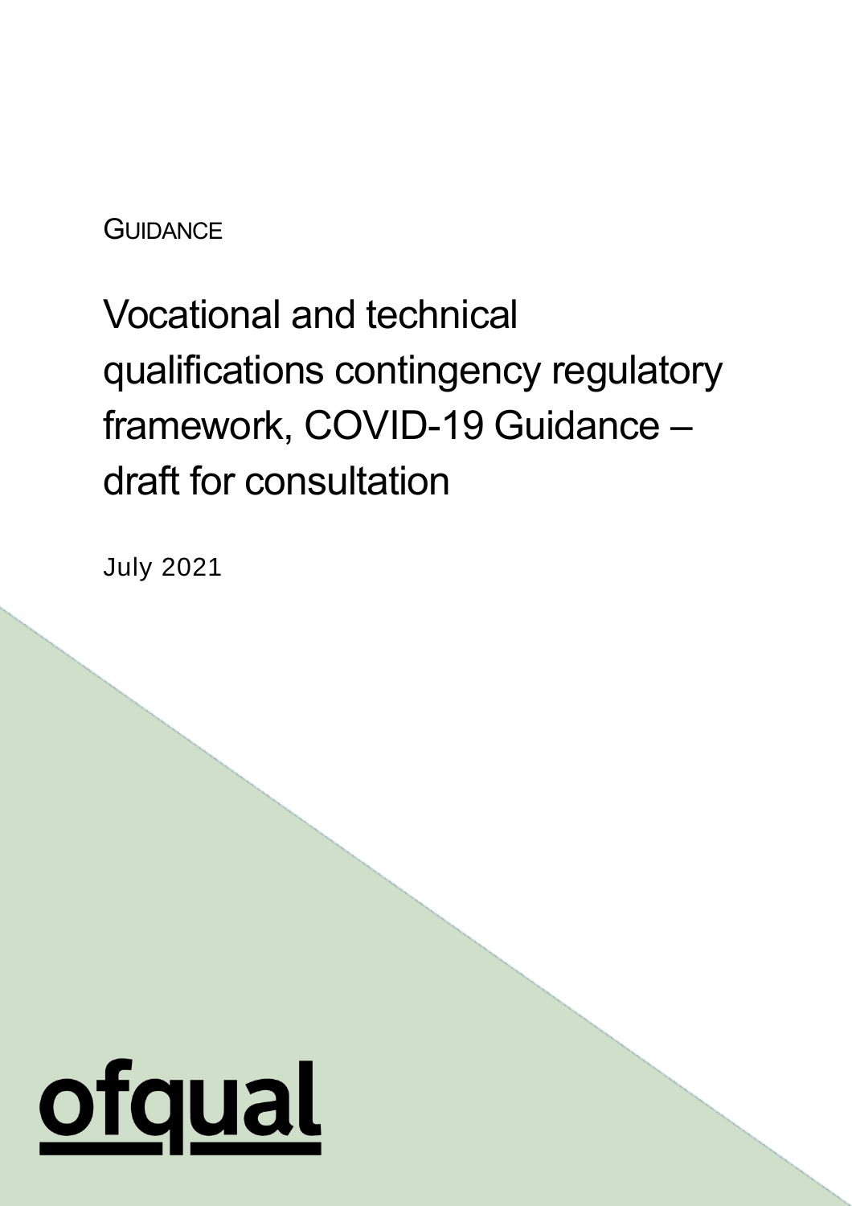GUIDANCE

# Vocational and technical qualifications contingency regulatory framework, COVID-19 Guidance – draft for consultation

July 2021

ofqual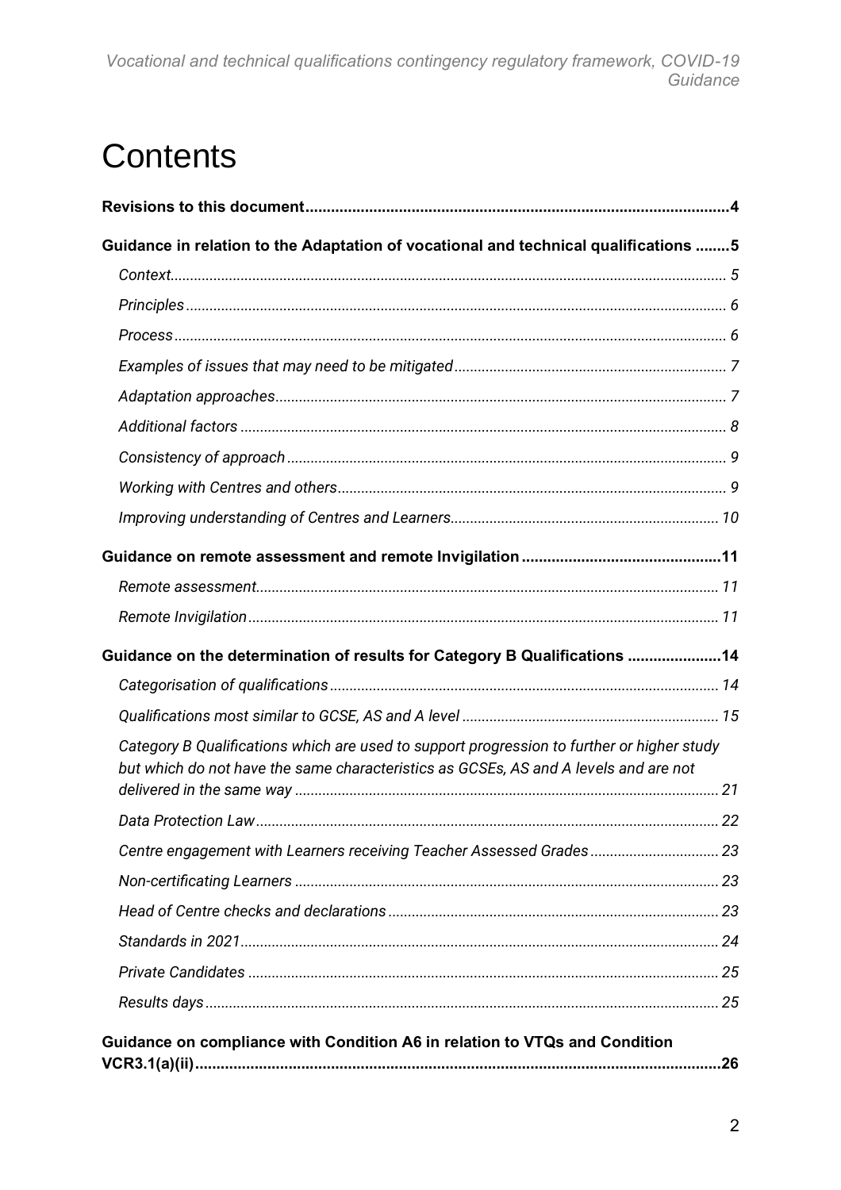# Contents

**Revisions to this document** ..... **4**

**Guidance in relation to the Adaptation of vocational and technical qualifications** ..... **5**

*Context* ..... *5*

*Principles* ..... *6*

*Process* ..... *6*

*Examples of issues that may need to be mitigated* ..... *7*

*Adaptation approaches* ..... *7*

*Additional factors* ..... *8*

*Consistency of approach* ..... *9*

*Working with Centres and others* ..... *9*

*Improving understanding of Centres and Learners* ..... *10*

**Guidance on remote assessment and remote Invigilation** ..... **11**

*Remote assessment* ..... *11*

*Remote Invigilation* ..... *11*

**Guidance on the determination of results for Category B Qualifications** ..... **14**

*Categorisation of qualifications* ..... *14*

*Qualifications most similar to GCSE, AS and A level* ..... *15*

*Category B Qualifications which are used to support progression to further or higher study but which do not have the same characteristics as GCSEs, AS and A levels and are not delivered in the same way* ..... *21*

*Data Protection Law* ..... *22*

*Centre engagement with Learners receiving Teacher Assessed Grades* ..... *23*

*Non-certificating Learners* ..... *23*

*Head of Centre checks and declarations* ..... *23*

*Standards in 2021* ..... *24*

*Private Candidates* ..... *25*

*Results days* ..... *25*

**Guidance on compliance with Condition A6 in relation to VTQs and Condition VCR3.1(a)(ii)** ..... **26**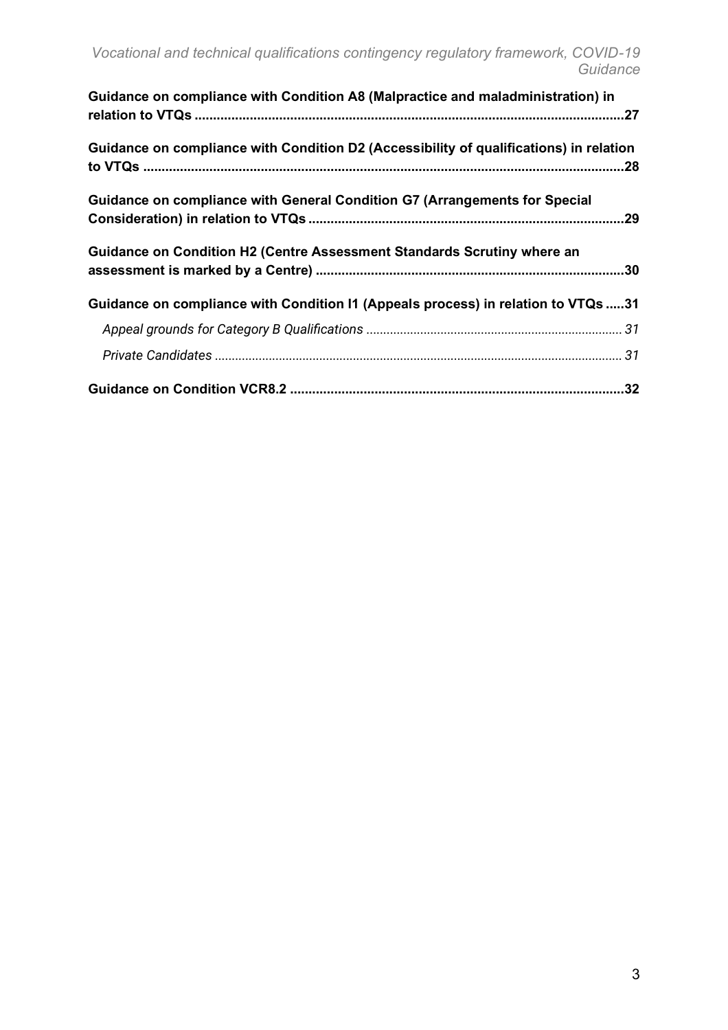Guidance on compliance with Condition A8 (Malpractice and maladministration) in relation to VTQs .....27

Guidance on compliance with Condition D2 (Accessibility of qualifications) in relation to VTQs .....28

Guidance on compliance with General Condition G7 (Arrangements for Special Consideration) in relation to VTQs .....29

Guidance on Condition H2 (Centre Assessment Standards Scrutiny where an assessment is marked by a Centre) .....30

Guidance on compliance with Condition I1 (Appeals process) in relation to VTQs .....31

- *Appeal grounds for Category B Qualifications* ..... 31
- *Private Candidates* ..... 31

Guidance on Condition VCR8.2 .....32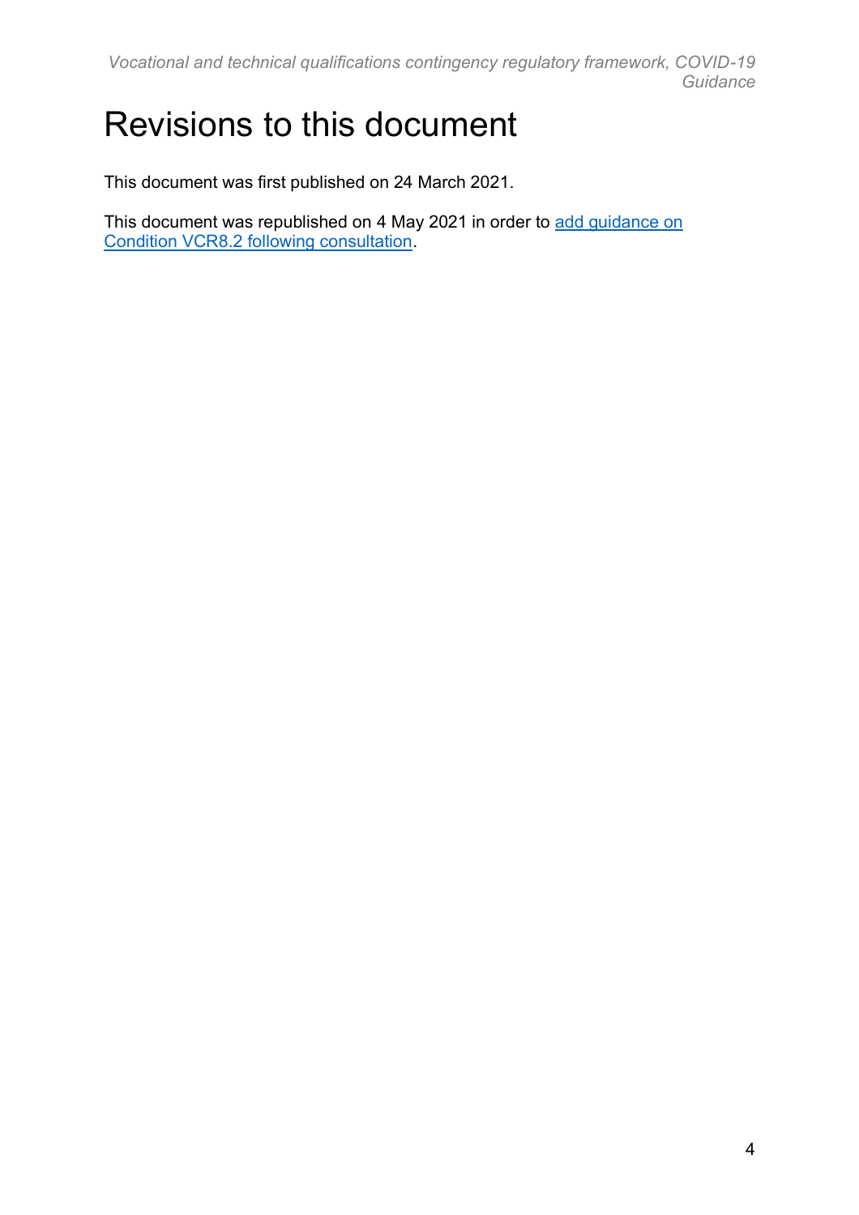# Revisions to this document

This document was first published on 24 March 2021.

This document was republished on 4 May 2021 in order to add guidance on Condition VCR8.2 following consultation.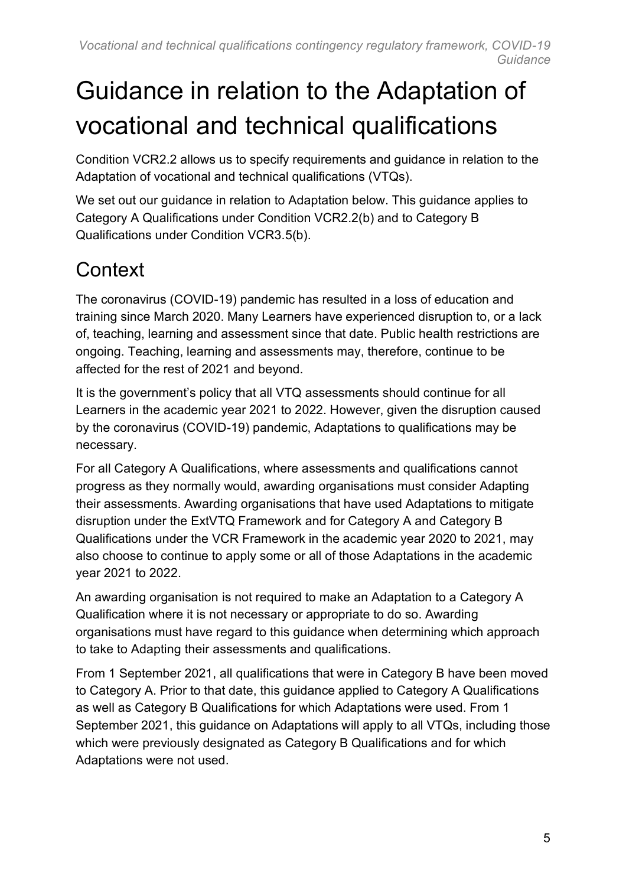# Guidance in relation to the Adaptation of vocational and technical qualifications

Condition VCR2.2 allows us to specify requirements and guidance in relation to the Adaptation of vocational and technical qualifications (VTQs).

We set out our guidance in relation to Adaptation below. This guidance applies to Category A Qualifications under Condition VCR2.2(b) and to Category B Qualifications under Condition VCR3.5(b).

## Context

The coronavirus (COVID-19) pandemic has resulted in a loss of education and training since March 2020. Many Learners have experienced disruption to, or a lack of, teaching, learning and assessment since that date. Public health restrictions are ongoing. Teaching, learning and assessments may, therefore, continue to be affected for the rest of 2021 and beyond.

It is the government's policy that all VTQ assessments should continue for all Learners in the academic year 2021 to 2022. However, given the disruption caused by the coronavirus (COVID-19) pandemic, Adaptations to qualifications may be necessary.

For all Category A Qualifications, where assessments and qualifications cannot progress as they normally would, awarding organisations must consider Adapting their assessments. Awarding organisations that have used Adaptations to mitigate disruption under the ExtVTQ Framework and for Category A and Category B Qualifications under the VCR Framework in the academic year 2020 to 2021, may also choose to continue to apply some or all of those Adaptations in the academic year 2021 to 2022.

An awarding organisation is not required to make an Adaptation to a Category A Qualification where it is not necessary or appropriate to do so. Awarding organisations must have regard to this guidance when determining which approach to take to Adapting their assessments and qualifications.

From 1 September 2021, all qualifications that were in Category B have been moved to Category A. Prior to that date, this guidance applied to Category A Qualifications as well as Category B Qualifications for which Adaptations were used. From 1 September 2021, this guidance on Adaptations will apply to all VTQs, including those which were previously designated as Category B Qualifications and for which Adaptations were not used.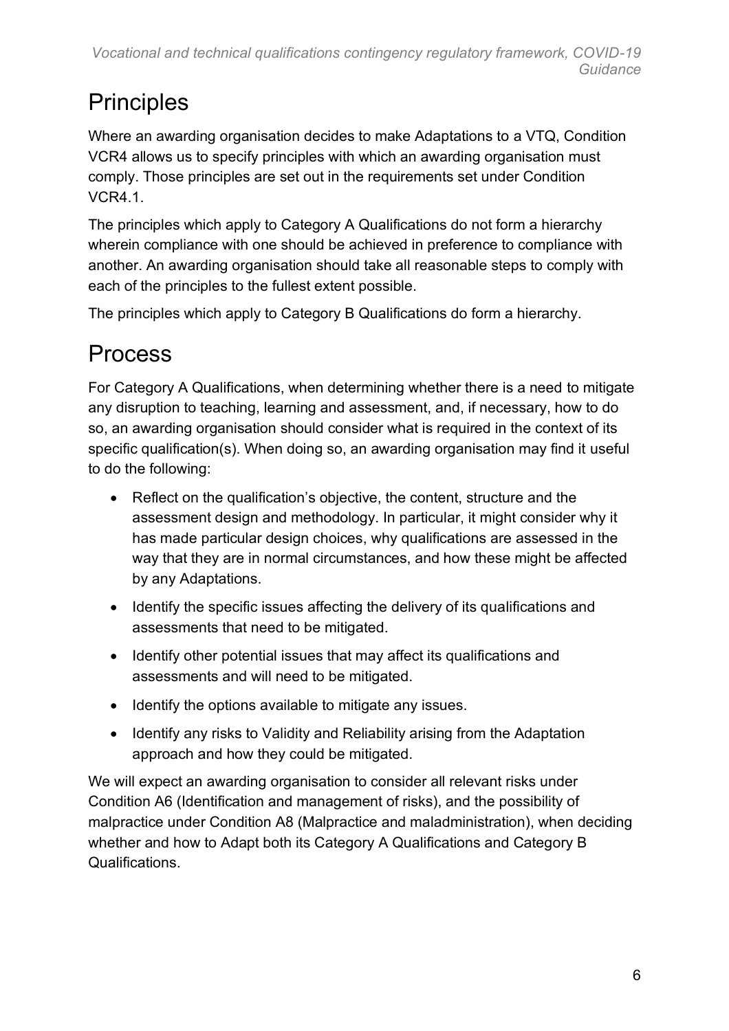## Principles

Where an awarding organisation decides to make Adaptations to a VTQ, Condition VCR4 allows us to specify principles with which an awarding organisation must comply. Those principles are set out in the requirements set under Condition VCR4.1.

The principles which apply to Category A Qualifications do not form a hierarchy wherein compliance with one should be achieved in preference to compliance with another. An awarding organisation should take all reasonable steps to comply with each of the principles to the fullest extent possible.

The principles which apply to Category B Qualifications do form a hierarchy.

## Process

For Category A Qualifications, when determining whether there is a need to mitigate any disruption to teaching, learning and assessment, and, if necessary, how to do so, an awarding organisation should consider what is required in the context of its specific qualification(s). When doing so, an awarding organisation may find it useful to do the following:

- Reflect on the qualification's objective, the content, structure and the assessment design and methodology. In particular, it might consider why it has made particular design choices, why qualifications are assessed in the way that they are in normal circumstances, and how these might be affected by any Adaptations.
- Identify the specific issues affecting the delivery of its qualifications and assessments that need to be mitigated.
- Identify other potential issues that may affect its qualifications and assessments and will need to be mitigated.
- Identify the options available to mitigate any issues.
- Identify any risks to Validity and Reliability arising from the Adaptation approach and how they could be mitigated.

We will expect an awarding organisation to consider all relevant risks under Condition A6 (Identification and management of risks), and the possibility of malpractice under Condition A8 (Malpractice and maladministration), when deciding whether and how to Adapt both its Category A Qualifications and Category B Qualifications.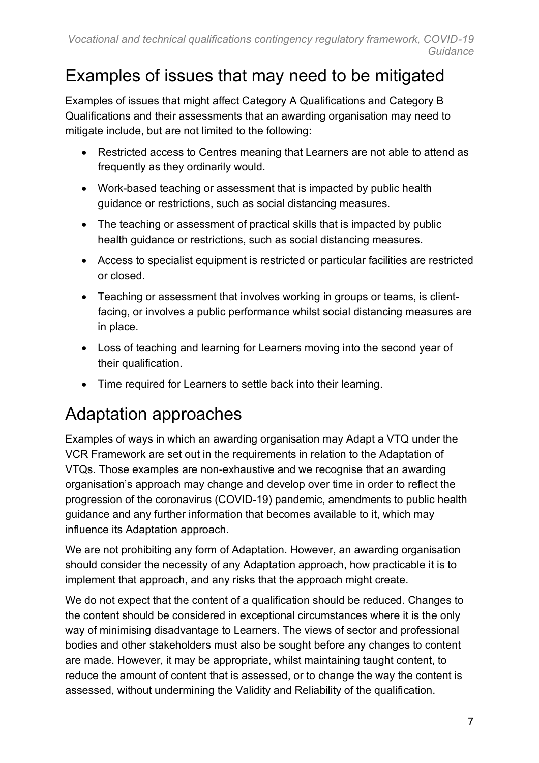## Examples of issues that may need to be mitigated

Examples of issues that might affect Category A Qualifications and Category B Qualifications and their assessments that an awarding organisation may need to mitigate include, but are not limited to the following:

- Restricted access to Centres meaning that Learners are not able to attend as frequently as they ordinarily would.
- Work-based teaching or assessment that is impacted by public health guidance or restrictions, such as social distancing measures.
- The teaching or assessment of practical skills that is impacted by public health guidance or restrictions, such as social distancing measures.
- Access to specialist equipment is restricted or particular facilities are restricted or closed.
- Teaching or assessment that involves working in groups or teams, is client-facing, or involves a public performance whilst social distancing measures are in place.
- Loss of teaching and learning for Learners moving into the second year of their qualification.
- Time required for Learners to settle back into their learning.

## Adaptation approaches

Examples of ways in which an awarding organisation may Adapt a VTQ under the VCR Framework are set out in the requirements in relation to the Adaptation of VTQs. Those examples are non-exhaustive and we recognise that an awarding organisation's approach may change and develop over time in order to reflect the progression of the coronavirus (COVID-19) pandemic, amendments to public health guidance and any further information that becomes available to it, which may influence its Adaptation approach.

We are not prohibiting any form of Adaptation. However, an awarding organisation should consider the necessity of any Adaptation approach, how practicable it is to implement that approach, and any risks that the approach might create.

We do not expect that the content of a qualification should be reduced. Changes to the content should be considered in exceptional circumstances where it is the only way of minimising disadvantage to Learners. The views of sector and professional bodies and other stakeholders must also be sought before any changes to content are made. However, it may be appropriate, whilst maintaining taught content, to reduce the amount of content that is assessed, or to change the way the content is assessed, without undermining the Validity and Reliability of the qualification.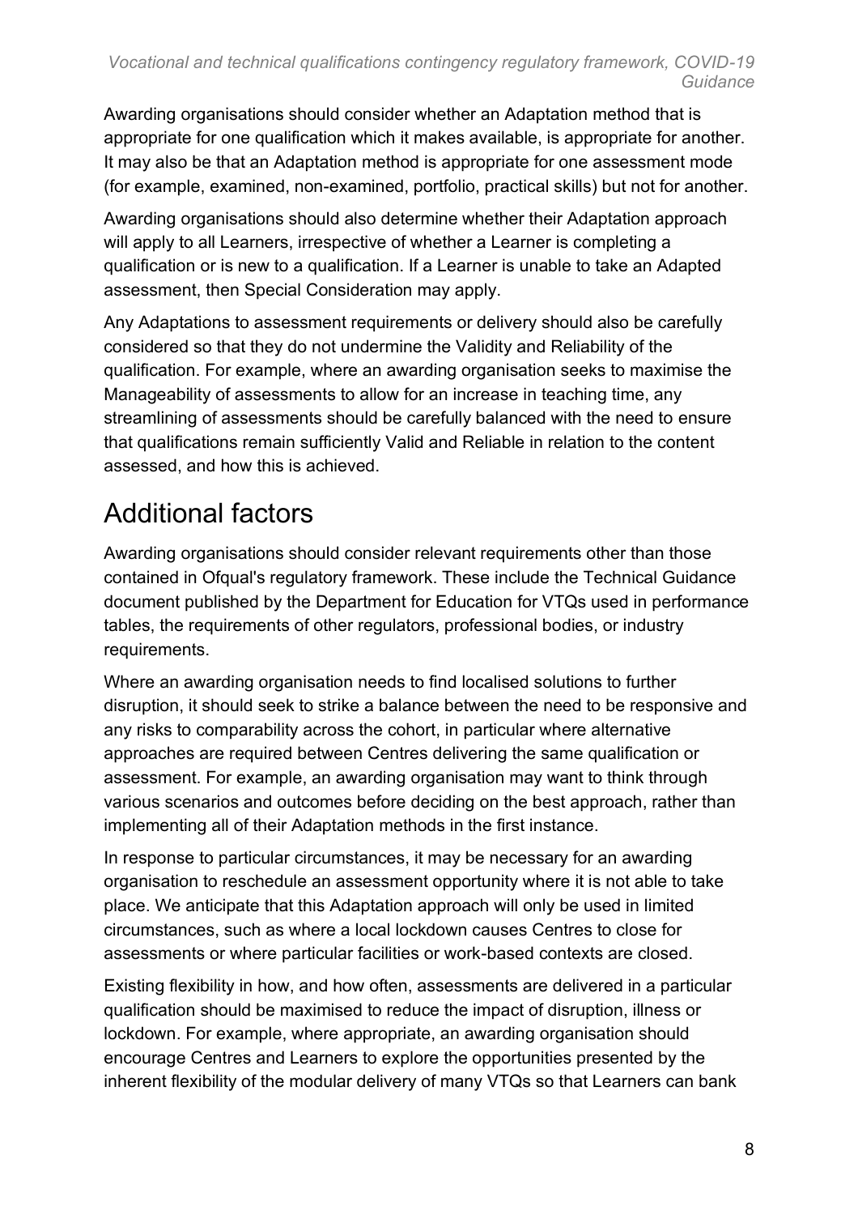Awarding organisations should consider whether an Adaptation method that is appropriate for one qualification which it makes available, is appropriate for another. It may also be that an Adaptation method is appropriate for one assessment mode (for example, examined, non-examined, portfolio, practical skills) but not for another.

Awarding organisations should also determine whether their Adaptation approach will apply to all Learners, irrespective of whether a Learner is completing a qualification or is new to a qualification. If a Learner is unable to take an Adapted assessment, then Special Consideration may apply.

Any Adaptations to assessment requirements or delivery should also be carefully considered so that they do not undermine the Validity and Reliability of the qualification. For example, where an awarding organisation seeks to maximise the Manageability of assessments to allow for an increase in teaching time, any streamlining of assessments should be carefully balanced with the need to ensure that qualifications remain sufficiently Valid and Reliable in relation to the content assessed, and how this is achieved.

# Additional factors

Awarding organisations should consider relevant requirements other than those contained in Ofqual's regulatory framework. These include the Technical Guidance document published by the Department for Education for VTQs used in performance tables, the requirements of other regulators, professional bodies, or industry requirements.

Where an awarding organisation needs to find localised solutions to further disruption, it should seek to strike a balance between the need to be responsive and any risks to comparability across the cohort, in particular where alternative approaches are required between Centres delivering the same qualification or assessment. For example, an awarding organisation may want to think through various scenarios and outcomes before deciding on the best approach, rather than implementing all of their Adaptation methods in the first instance.

In response to particular circumstances, it may be necessary for an awarding organisation to reschedule an assessment opportunity where it is not able to take place. We anticipate that this Adaptation approach will only be used in limited circumstances, such as where a local lockdown causes Centres to close for assessments or where particular facilities or work-based contexts are closed.

Existing flexibility in how, and how often, assessments are delivered in a particular qualification should be maximised to reduce the impact of disruption, illness or lockdown. For example, where appropriate, an awarding organisation should encourage Centres and Learners to explore the opportunities presented by the inherent flexibility of the modular delivery of many VTQs so that Learners can bank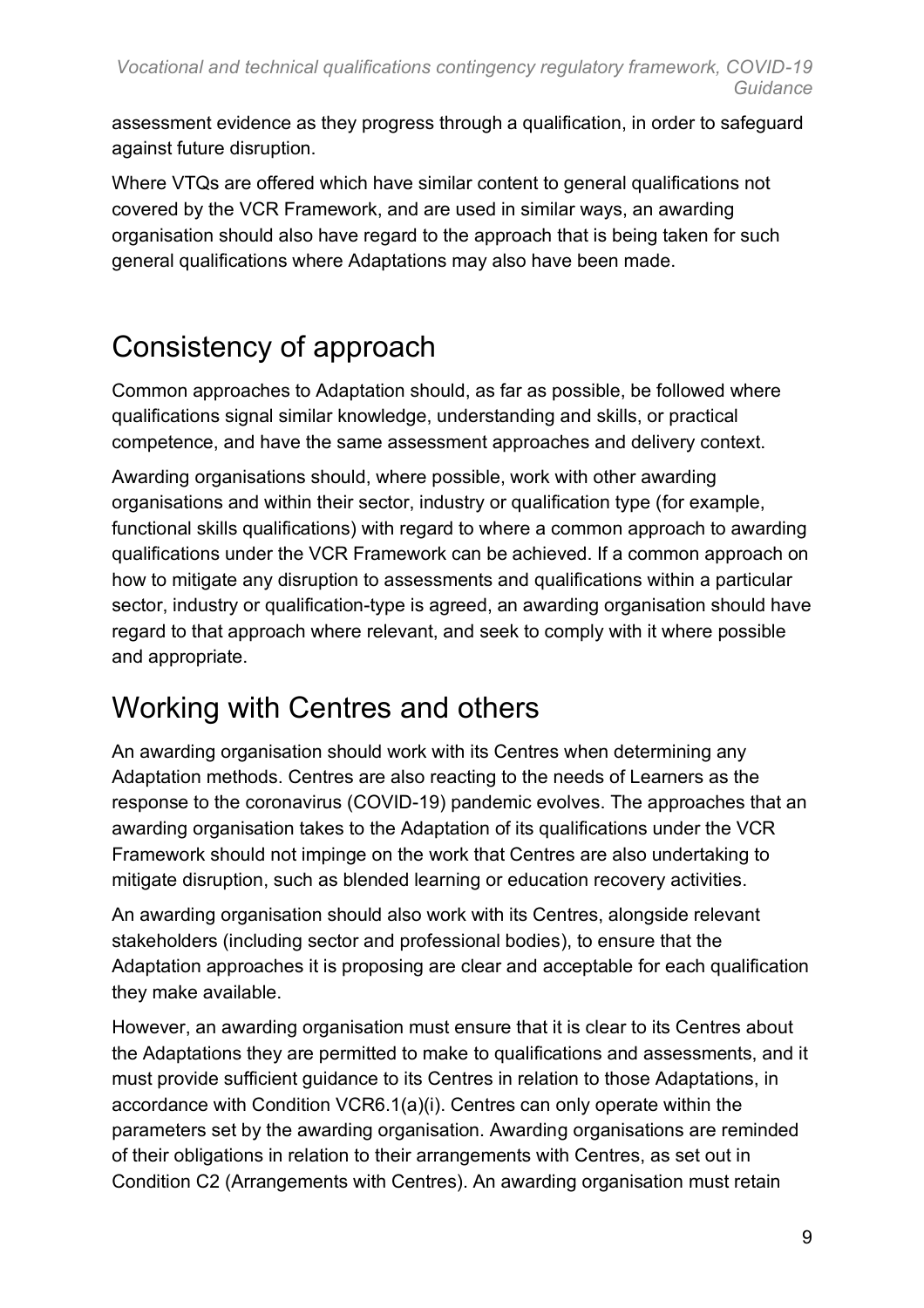assessment evidence as they progress through a qualification, in order to safeguard against future disruption.

Where VTQs are offered which have similar content to general qualifications not covered by the VCR Framework, and are used in similar ways, an awarding organisation should also have regard to the approach that is being taken for such general qualifications where Adaptations may also have been made.

## Consistency of approach

Common approaches to Adaptation should, as far as possible, be followed where qualifications signal similar knowledge, understanding and skills, or practical competence, and have the same assessment approaches and delivery context.

Awarding organisations should, where possible, work with other awarding organisations and within their sector, industry or qualification type (for example, functional skills qualifications) with regard to where a common approach to awarding qualifications under the VCR Framework can be achieved. If a common approach on how to mitigate any disruption to assessments and qualifications within a particular sector, industry or qualification-type is agreed, an awarding organisation should have regard to that approach where relevant, and seek to comply with it where possible and appropriate.

## Working with Centres and others

An awarding organisation should work with its Centres when determining any Adaptation methods. Centres are also reacting to the needs of Learners as the response to the coronavirus (COVID-19) pandemic evolves. The approaches that an awarding organisation takes to the Adaptation of its qualifications under the VCR Framework should not impinge on the work that Centres are also undertaking to mitigate disruption, such as blended learning or education recovery activities.

An awarding organisation should also work with its Centres, alongside relevant stakeholders (including sector and professional bodies), to ensure that the Adaptation approaches it is proposing are clear and acceptable for each qualification they make available.

However, an awarding organisation must ensure that it is clear to its Centres about the Adaptations they are permitted to make to qualifications and assessments, and it must provide sufficient guidance to its Centres in relation to those Adaptations, in accordance with Condition VCR6.1(a)(i). Centres can only operate within the parameters set by the awarding organisation. Awarding organisations are reminded of their obligations in relation to their arrangements with Centres, as set out in Condition C2 (Arrangements with Centres). An awarding organisation must retain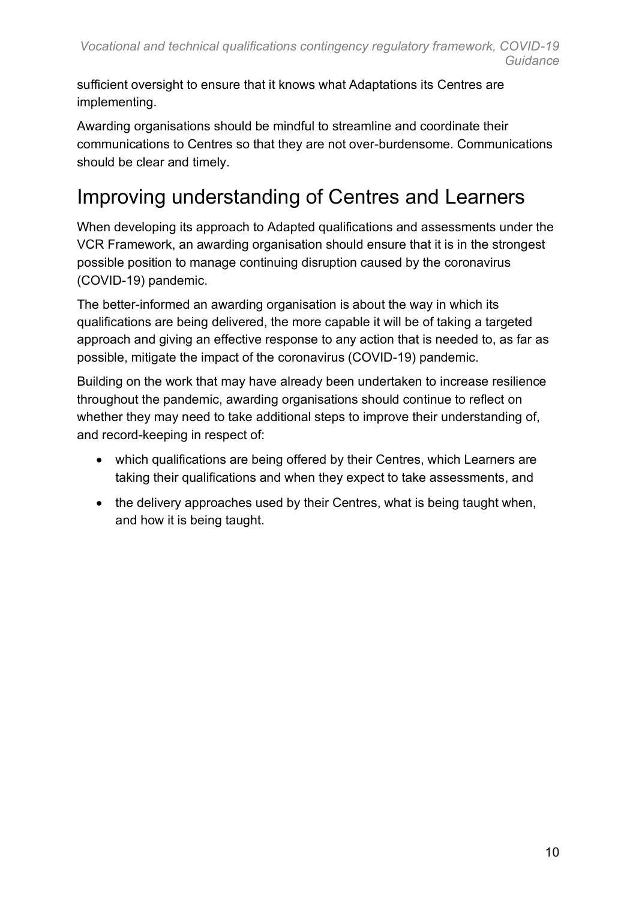sufficient oversight to ensure that it knows what Adaptations its Centres are implementing.

Awarding organisations should be mindful to streamline and coordinate their communications to Centres so that they are not over-burdensome. Communications should be clear and timely.

## Improving understanding of Centres and Learners

When developing its approach to Adapted qualifications and assessments under the VCR Framework, an awarding organisation should ensure that it is in the strongest possible position to manage continuing disruption caused by the coronavirus (COVID-19) pandemic.

The better-informed an awarding organisation is about the way in which its qualifications are being delivered, the more capable it will be of taking a targeted approach and giving an effective response to any action that is needed to, as far as possible, mitigate the impact of the coronavirus (COVID-19) pandemic.

Building on the work that may have already been undertaken to increase resilience throughout the pandemic, awarding organisations should continue to reflect on whether they may need to take additional steps to improve their understanding of, and record-keeping in respect of:

- which qualifications are being offered by their Centres, which Learners are taking their qualifications and when they expect to take assessments, and
- the delivery approaches used by their Centres, what is being taught when, and how it is being taught.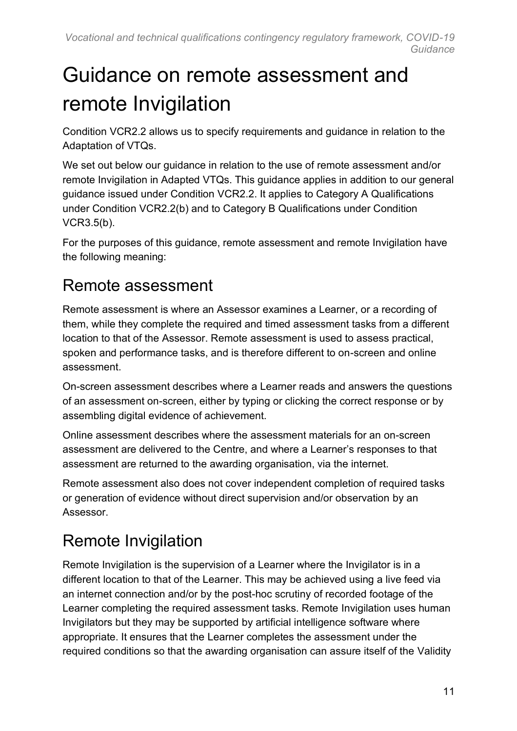# Guidance on remote assessment and remote Invigilation

Condition VCR2.2 allows us to specify requirements and guidance in relation to the Adaptation of VTQs.

We set out below our guidance in relation to the use of remote assessment and/or remote Invigilation in Adapted VTQs. This guidance applies in addition to our general guidance issued under Condition VCR2.2. It applies to Category A Qualifications under Condition VCR2.2(b) and to Category B Qualifications under Condition VCR3.5(b).

For the purposes of this guidance, remote assessment and remote Invigilation have the following meaning:

## Remote assessment

Remote assessment is where an Assessor examines a Learner, or a recording of them, while they complete the required and timed assessment tasks from a different location to that of the Assessor. Remote assessment is used to assess practical, spoken and performance tasks, and is therefore different to on-screen and online assessment.

On-screen assessment describes where a Learner reads and answers the questions of an assessment on-screen, either by typing or clicking the correct response or by assembling digital evidence of achievement.

Online assessment describes where the assessment materials for an on-screen assessment are delivered to the Centre, and where a Learner's responses to that assessment are returned to the awarding organisation, via the internet.

Remote assessment also does not cover independent completion of required tasks or generation of evidence without direct supervision and/or observation by an Assessor.

## Remote Invigilation

Remote Invigilation is the supervision of a Learner where the Invigilator is in a different location to that of the Learner. This may be achieved using a live feed via an internet connection and/or by the post-hoc scrutiny of recorded footage of the Learner completing the required assessment tasks. Remote Invigilation uses human Invigilators but they may be supported by artificial intelligence software where appropriate. It ensures that the Learner completes the assessment under the required conditions so that the awarding organisation can assure itself of the Validity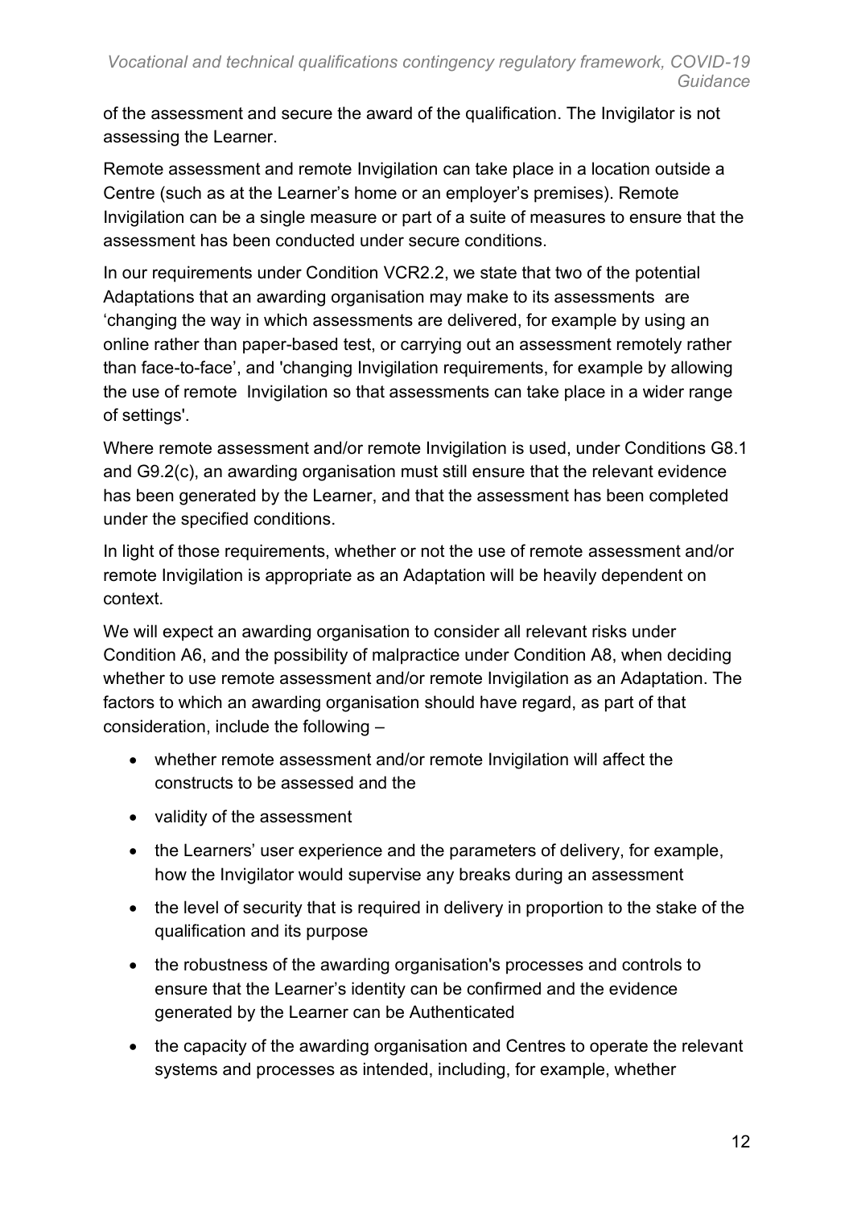of the assessment and secure the award of the qualification. The Invigilator is not assessing the Learner.

Remote assessment and remote Invigilation can take place in a location outside a Centre (such as at the Learner's home or an employer's premises). Remote Invigilation can be a single measure or part of a suite of measures to ensure that the assessment has been conducted under secure conditions.

In our requirements under Condition VCR2.2, we state that two of the potential Adaptations that an awarding organisation may make to its assessments are 'changing the way in which assessments are delivered, for example by using an online rather than paper-based test, or carrying out an assessment remotely rather than face-to-face', and 'changing Invigilation requirements, for example by allowing the use of remote Invigilation so that assessments can take place in a wider range of settings'.

Where remote assessment and/or remote Invigilation is used, under Conditions G8.1 and G9.2(c), an awarding organisation must still ensure that the relevant evidence has been generated by the Learner, and that the assessment has been completed under the specified conditions.

In light of those requirements, whether or not the use of remote assessment and/or remote Invigilation is appropriate as an Adaptation will be heavily dependent on context.

We will expect an awarding organisation to consider all relevant risks under Condition A6, and the possibility of malpractice under Condition A8, when deciding whether to use remote assessment and/or remote Invigilation as an Adaptation. The factors to which an awarding organisation should have regard, as part of that consideration, include the following –

- whether remote assessment and/or remote Invigilation will affect the constructs to be assessed and the
- validity of the assessment
- the Learners' user experience and the parameters of delivery, for example, how the Invigilator would supervise any breaks during an assessment
- the level of security that is required in delivery in proportion to the stake of the qualification and its purpose
- the robustness of the awarding organisation's processes and controls to ensure that the Learner's identity can be confirmed and the evidence generated by the Learner can be Authenticated
- the capacity of the awarding organisation and Centres to operate the relevant systems and processes as intended, including, for example, whether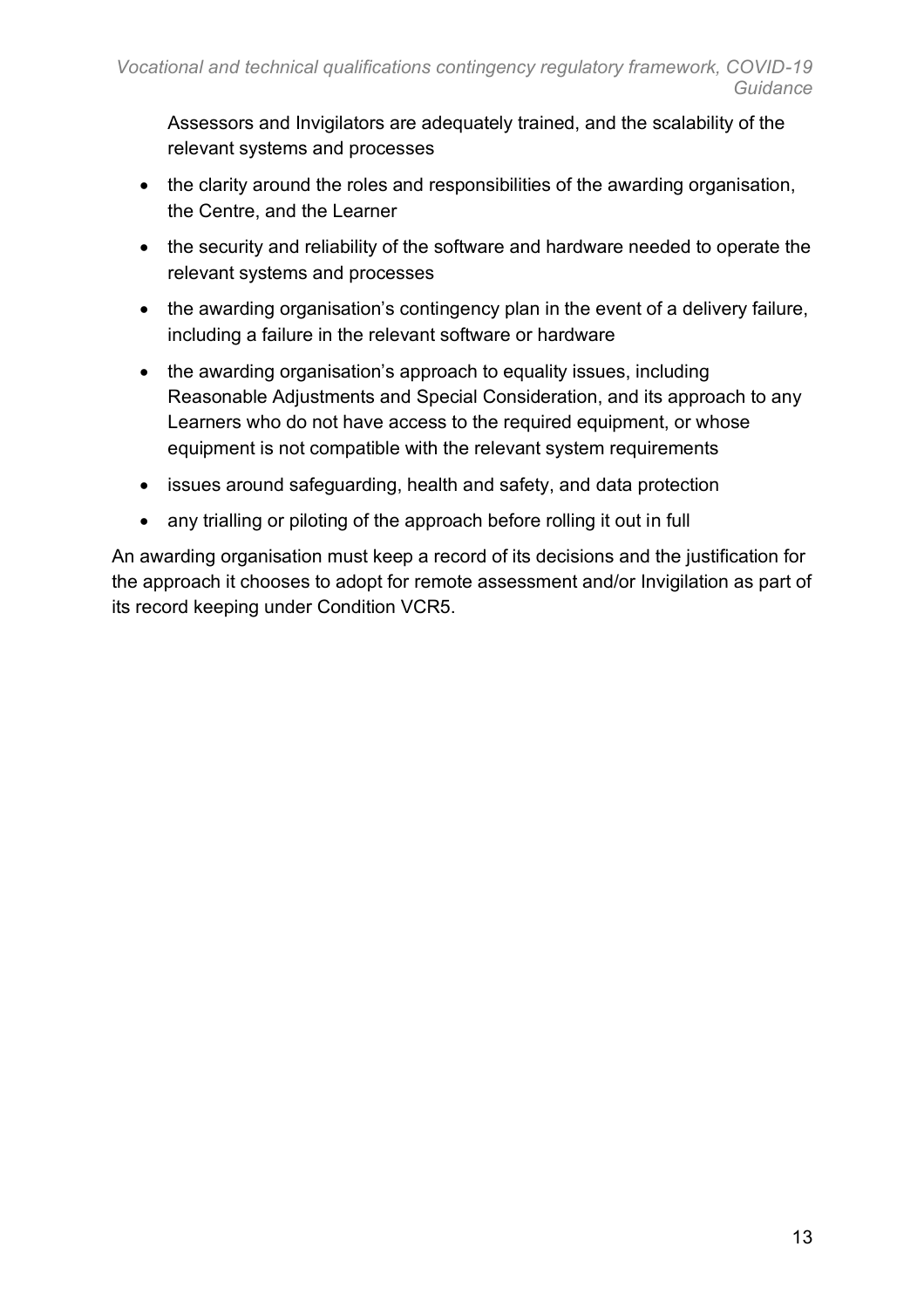Assessors and Invigilators are adequately trained, and the scalability of the relevant systems and processes

- the clarity around the roles and responsibilities of the awarding organisation, the Centre, and the Learner
- the security and reliability of the software and hardware needed to operate the relevant systems and processes
- the awarding organisation's contingency plan in the event of a delivery failure, including a failure in the relevant software or hardware
- the awarding organisation's approach to equality issues, including Reasonable Adjustments and Special Consideration, and its approach to any Learners who do not have access to the required equipment, or whose equipment is not compatible with the relevant system requirements
- issues around safeguarding, health and safety, and data protection
- any trialling or piloting of the approach before rolling it out in full

An awarding organisation must keep a record of its decisions and the justification for the approach it chooses to adopt for remote assessment and/or Invigilation as part of its record keeping under Condition VCR5.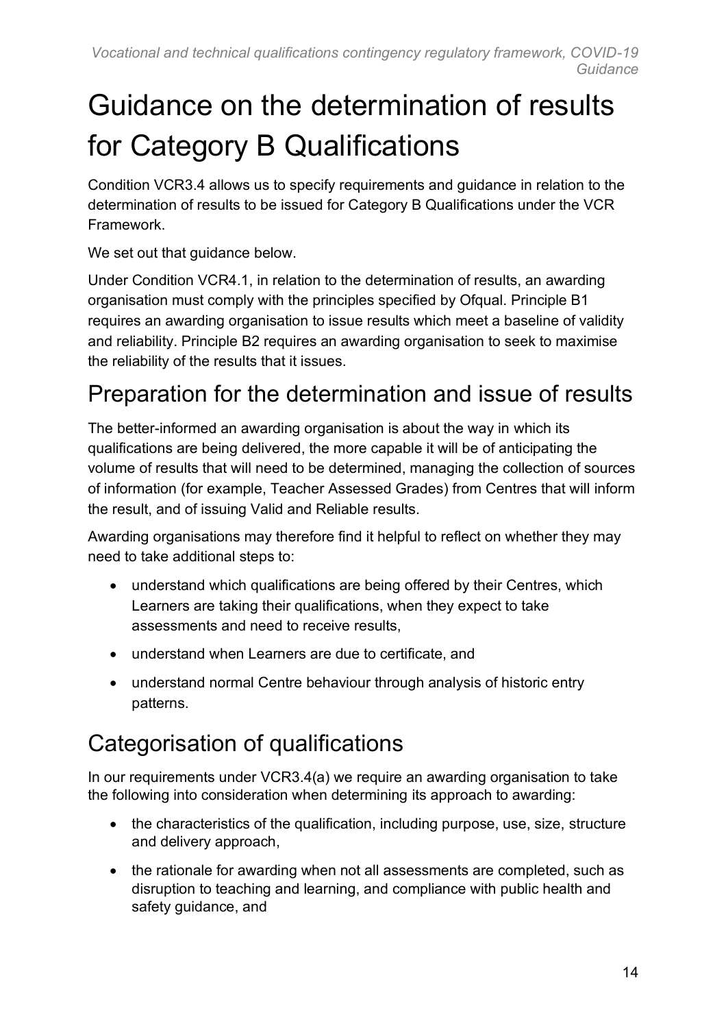# Guidance on the determination of results for Category B Qualifications

Condition VCR3.4 allows us to specify requirements and guidance in relation to the determination of results to be issued for Category B Qualifications under the VCR Framework.

We set out that guidance below.

Under Condition VCR4.1, in relation to the determination of results, an awarding organisation must comply with the principles specified by Ofqual. Principle B1 requires an awarding organisation to issue results which meet a baseline of validity and reliability. Principle B2 requires an awarding organisation to seek to maximise the reliability of the results that it issues.

## Preparation for the determination and issue of results

The better-informed an awarding organisation is about the way in which its qualifications are being delivered, the more capable it will be of anticipating the volume of results that will need to be determined, managing the collection of sources of information (for example, Teacher Assessed Grades) from Centres that will inform the result, and of issuing Valid and Reliable results.

Awarding organisations may therefore find it helpful to reflect on whether they may need to take additional steps to:

- understand which qualifications are being offered by their Centres, which Learners are taking their qualifications, when they expect to take assessments and need to receive results,
- understand when Learners are due to certificate, and
- understand normal Centre behaviour through analysis of historic entry patterns.

## Categorisation of qualifications

In our requirements under VCR3.4(a) we require an awarding organisation to take the following into consideration when determining its approach to awarding:

- the characteristics of the qualification, including purpose, use, size, structure and delivery approach,
- the rationale for awarding when not all assessments are completed, such as disruption to teaching and learning, and compliance with public health and safety guidance, and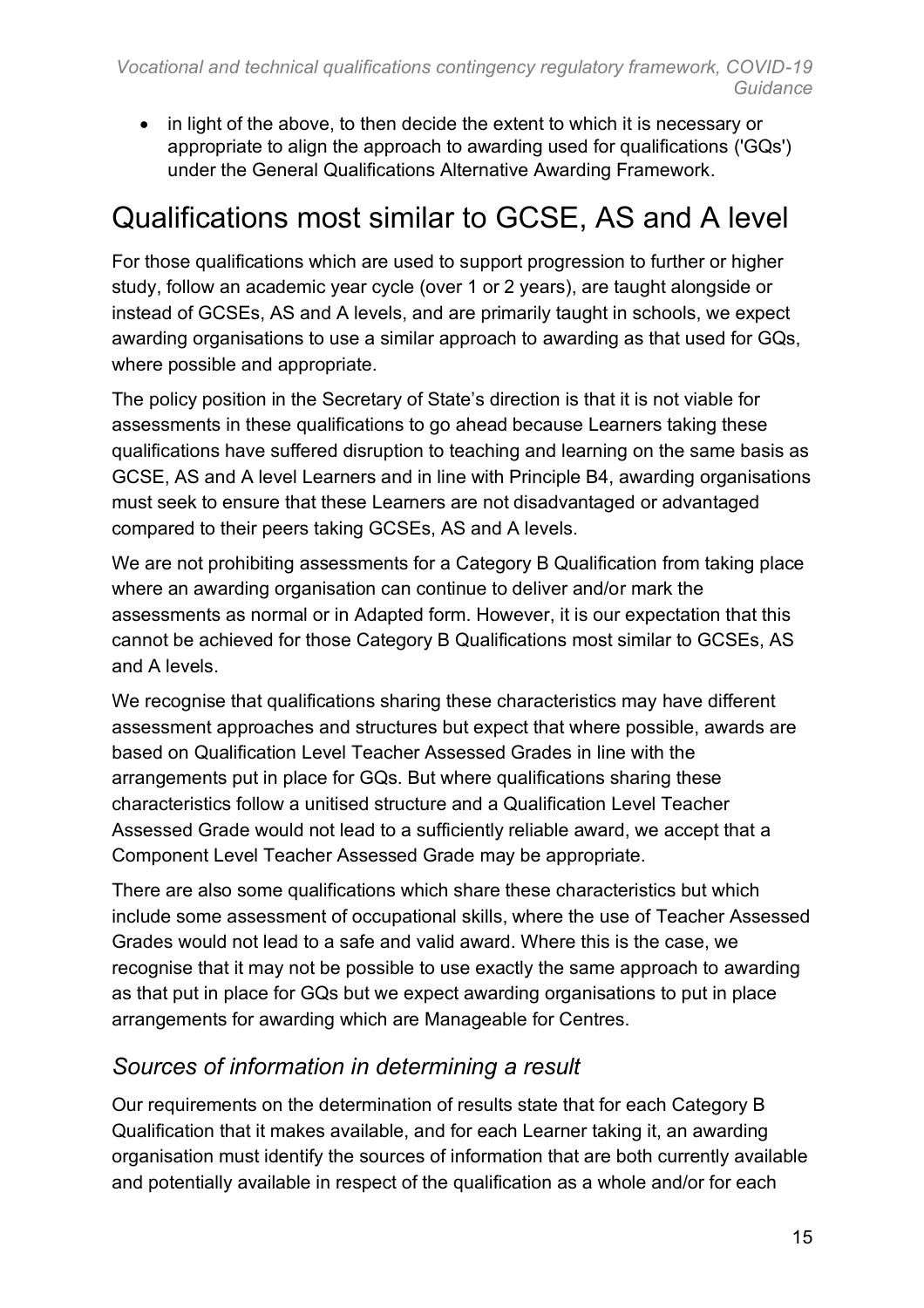- in light of the above, to then decide the extent to which it is necessary or appropriate to align the approach to awarding used for qualifications ('GQs') under the General Qualifications Alternative Awarding Framework.

# Qualifications most similar to GCSE, AS and A level

For those qualifications which are used to support progression to further or higher study, follow an academic year cycle (over 1 or 2 years), are taught alongside or instead of GCSEs, AS and A levels, and are primarily taught in schools, we expect awarding organisations to use a similar approach to awarding as that used for GQs, where possible and appropriate.

The policy position in the Secretary of State's direction is that it is not viable for assessments in these qualifications to go ahead because Learners taking these qualifications have suffered disruption to teaching and learning on the same basis as GCSE, AS and A level Learners and in line with Principle B4, awarding organisations must seek to ensure that these Learners are not disadvantaged or advantaged compared to their peers taking GCSEs, AS and A levels.

We are not prohibiting assessments for a Category B Qualification from taking place where an awarding organisation can continue to deliver and/or mark the assessments as normal or in Adapted form. However, it is our expectation that this cannot be achieved for those Category B Qualifications most similar to GCSEs, AS and A levels.

We recognise that qualifications sharing these characteristics may have different assessment approaches and structures but expect that where possible, awards are based on Qualification Level Teacher Assessed Grades in line with the arrangements put in place for GQs. But where qualifications sharing these characteristics follow a unitised structure and a Qualification Level Teacher Assessed Grade would not lead to a sufficiently reliable award, we accept that a Component Level Teacher Assessed Grade may be appropriate.

There are also some qualifications which share these characteristics but which include some assessment of occupational skills, where the use of Teacher Assessed Grades would not lead to a safe and valid award. Where this is the case, we recognise that it may not be possible to use exactly the same approach to awarding as that put in place for GQs but we expect awarding organisations to put in place arrangements for awarding which are Manageable for Centres.

## *Sources of information in determining a result*

Our requirements on the determination of results state that for each Category B Qualification that it makes available, and for each Learner taking it, an awarding organisation must identify the sources of information that are both currently available and potentially available in respect of the qualification as a whole and/or for each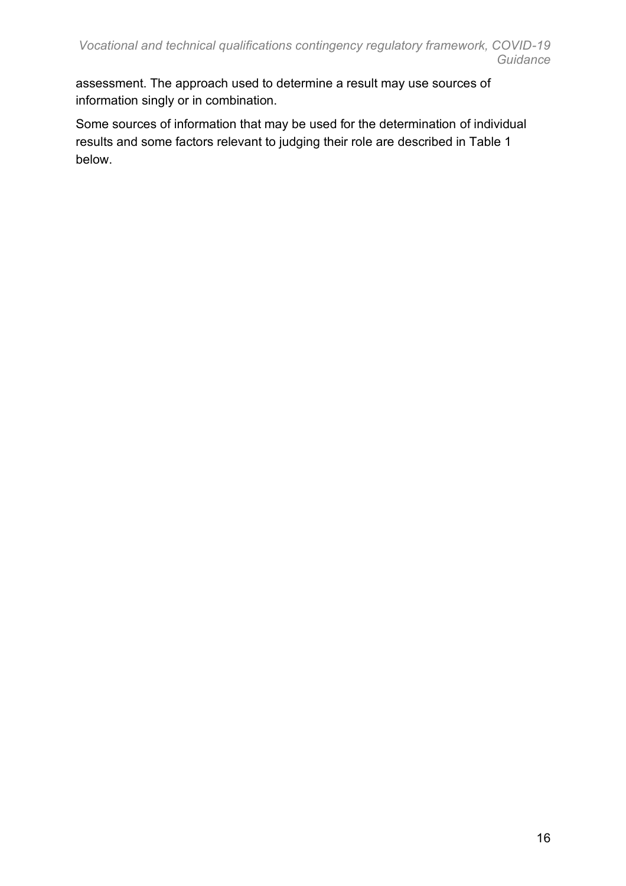assessment. The approach used to determine a result may use sources of information singly or in combination.

Some sources of information that may be used for the determination of individual results and some factors relevant to judging their role are described in Table 1 below.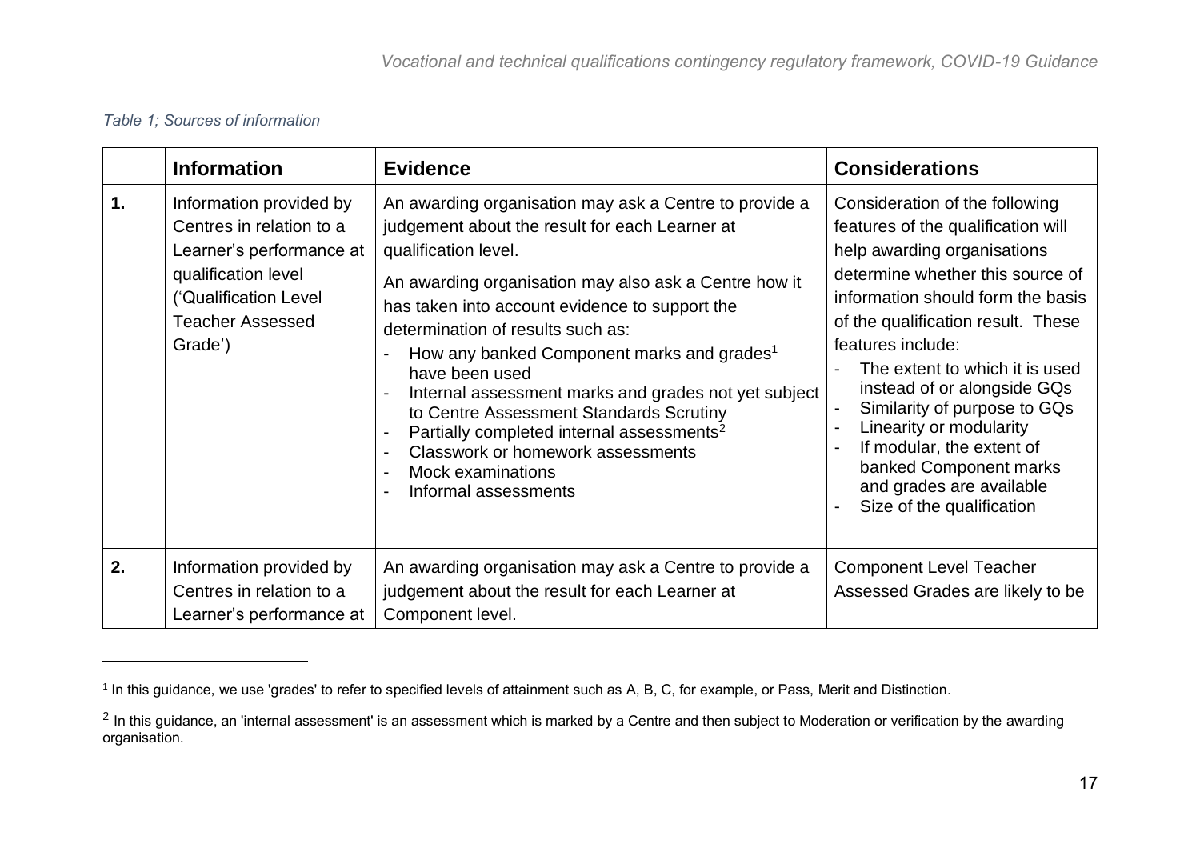*Table 1; Sources of information*

| | Information | Evidence | Considerations |
|---|---|---|---|
| **1.** | Information provided by Centres in relation to a Learner's performance at qualification level ('Qualification Level Teacher Assessed Grade') | An awarding organisation may ask a Centre to provide a judgement about the result for each Learner at qualification level.<br><br>An awarding organisation may also ask a Centre how it has taken into account evidence to support the determination of results such as:<br>- How any banked Component marks and grades[1] have been used<br>- Internal assessment marks and grades not yet subject to Centre Assessment Standards Scrutiny<br>- Partially completed internal assessments[2]<br>- Classwork or homework assessments<br>- Mock examinations<br>- Informal assessments | Consideration of the following features of the qualification will help awarding organisations determine whether this source of information should form the basis of the qualification result. These features include:<br>- The extent to which it is used instead of or alongside GQs<br>- Similarity of purpose to GQs<br>- Linearity or modularity<br>- If modular, the extent of banked Component marks and grades are available<br>- Size of the qualification |
| **2.** | Information provided by Centres in relation to a Learner's performance at | An awarding organisation may ask a Centre to provide a judgement about the result for each Learner at Component level. | Component Level Teacher Assessed Grades are likely to be |

[1] In this guidance, we use 'grades' to refer to specified levels of attainment such as A, B, C, for example, or Pass, Merit and Distinction.

[2] In this guidance, an 'internal assessment' is an assessment which is marked by a Centre and then subject to Moderation or verification by the awarding organisation.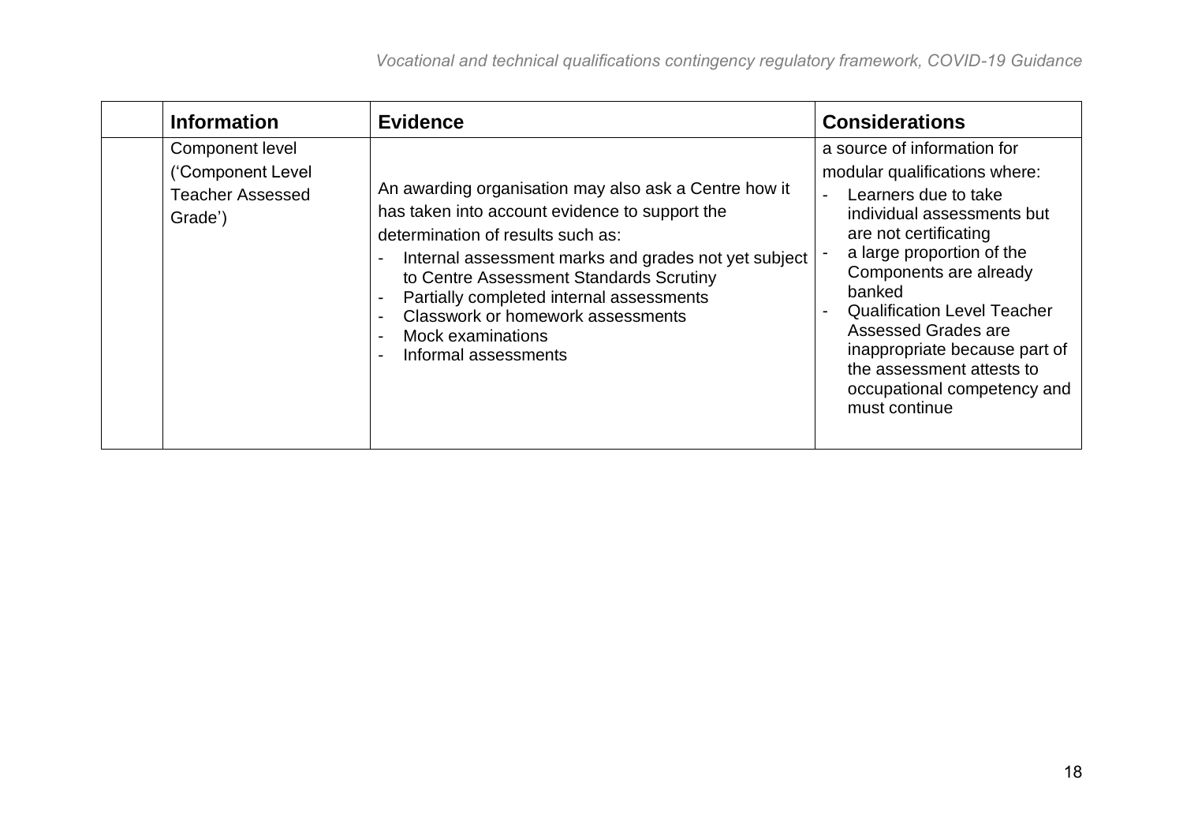| | Information | Evidence | Considerations |
|---|---|---|---|
| | Component level ('Component Level Teacher Assessed Grade') | An awarding organisation may also ask a Centre how it has taken into account evidence to support the determination of results such as:<br>- Internal assessment marks and grades not yet subject to Centre Assessment Standards Scrutiny<br>- Partially completed internal assessments<br>- Classwork or homework assessments<br>- Mock examinations<br>- Informal assessments | a source of information for modular qualifications where:<br>- Learners due to take individual assessments but are not certificating<br>- a large proportion of the Components are already banked<br>- Qualification Level Teacher Assessed Grades are inappropriate because part of the assessment attests to occupational competency and must continue |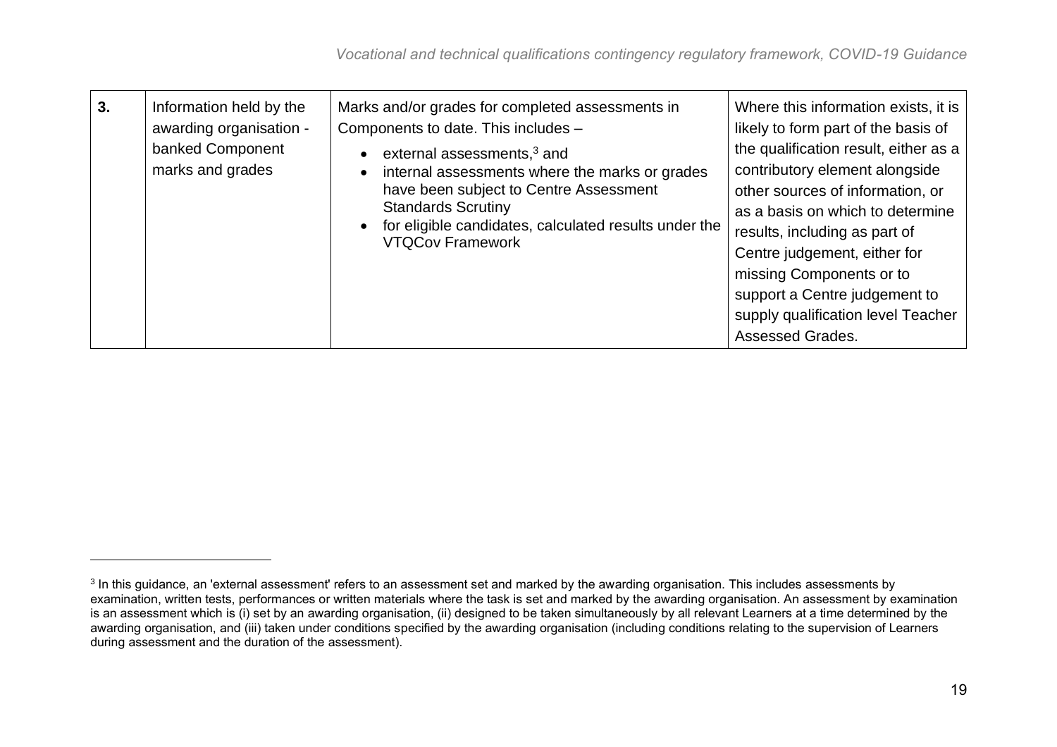| 3. | Information held by the awarding organisation - banked Component marks and grades | Marks and/or grades for completed assessments in Components to date. This includes –<br>• external assessments,[3] and<br>• internal assessments where the marks or grades have been subject to Centre Assessment Standards Scrutiny<br>• for eligible candidates, calculated results under the VTQCov Framework | Where this information exists, it is likely to form part of the basis of the qualification result, either as a contributory element alongside other sources of information, or as a basis on which to determine results, including as part of Centre judgement, either for missing Components or to support a Centre judgement to supply qualification level Teacher Assessed Grades. |
|---|---|---|---|

[3] In this guidance, an 'external assessment' refers to an assessment set and marked by the awarding organisation. This includes assessments by examination, written tests, performances or written materials where the task is set and marked by the awarding organisation. An assessment by examination is an assessment which is (i) set by an awarding organisation, (ii) designed to be taken simultaneously by all relevant Learners at a time determined by the awarding organisation, and (iii) taken under conditions specified by the awarding organisation (including conditions relating to the supervision of Learners during assessment and the duration of the assessment).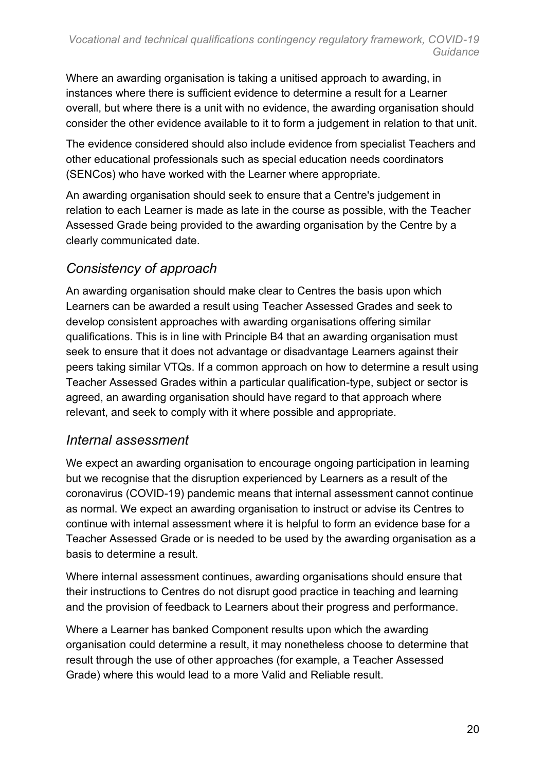Where an awarding organisation is taking a unitised approach to awarding, in instances where there is sufficient evidence to determine a result for a Learner overall, but where there is a unit with no evidence, the awarding organisation should consider the other evidence available to it to form a judgement in relation to that unit.

The evidence considered should also include evidence from specialist Teachers and other educational professionals such as special education needs coordinators (SENCos) who have worked with the Learner where appropriate.

An awarding organisation should seek to ensure that a Centre's judgement in relation to each Learner is made as late in the course as possible, with the Teacher Assessed Grade being provided to the awarding organisation by the Centre by a clearly communicated date.

## *Consistency of approach*

An awarding organisation should make clear to Centres the basis upon which Learners can be awarded a result using Teacher Assessed Grades and seek to develop consistent approaches with awarding organisations offering similar qualifications. This is in line with Principle B4 that an awarding organisation must seek to ensure that it does not advantage or disadvantage Learners against their peers taking similar VTQs. If a common approach on how to determine a result using Teacher Assessed Grades within a particular qualification-type, subject or sector is agreed, an awarding organisation should have regard to that approach where relevant, and seek to comply with it where possible and appropriate.

## *Internal assessment*

We expect an awarding organisation to encourage ongoing participation in learning but we recognise that the disruption experienced by Learners as a result of the coronavirus (COVID-19) pandemic means that internal assessment cannot continue as normal. We expect an awarding organisation to instruct or advise its Centres to continue with internal assessment where it is helpful to form an evidence base for a Teacher Assessed Grade or is needed to be used by the awarding organisation as a basis to determine a result.

Where internal assessment continues, awarding organisations should ensure that their instructions to Centres do not disrupt good practice in teaching and learning and the provision of feedback to Learners about their progress and performance.

Where a Learner has banked Component results upon which the awarding organisation could determine a result, it may nonetheless choose to determine that result through the use of other approaches (for example, a Teacher Assessed Grade) where this would lead to a more Valid and Reliable result.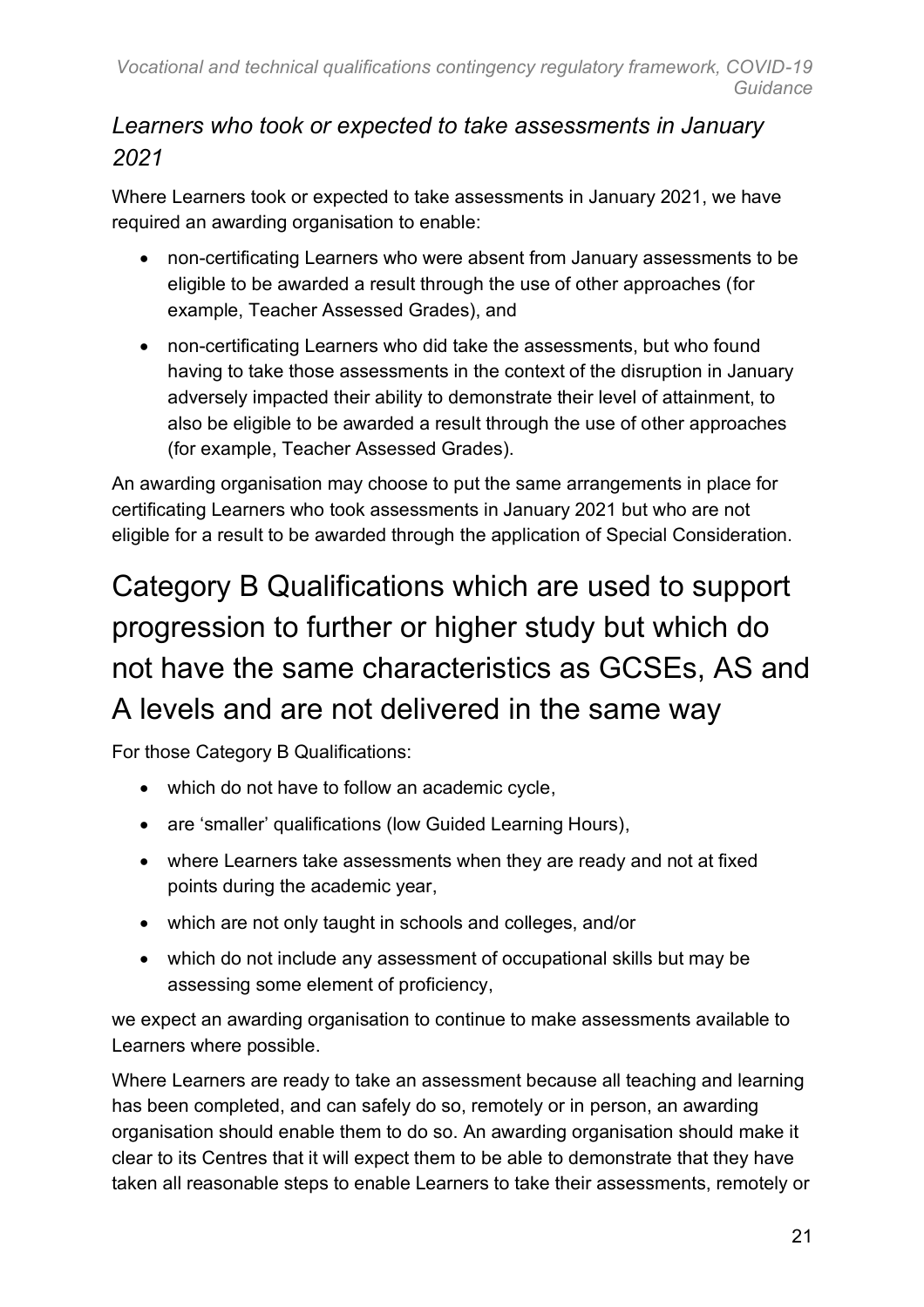### *Learners who took or expected to take assessments in January 2021*

Where Learners took or expected to take assessments in January 2021, we have required an awarding organisation to enable:

- non-certificating Learners who were absent from January assessments to be eligible to be awarded a result through the use of other approaches (for example, Teacher Assessed Grades), and
- non-certificating Learners who did take the assessments, but who found having to take those assessments in the context of the disruption in January adversely impacted their ability to demonstrate their level of attainment, to also be eligible to be awarded a result through the use of other approaches (for example, Teacher Assessed Grades).

An awarding organisation may choose to put the same arrangements in place for certificating Learners who took assessments in January 2021 but who are not eligible for a result to be awarded through the application of Special Consideration.

## Category B Qualifications which are used to support progression to further or higher study but which do not have the same characteristics as GCSEs, AS and A levels and are not delivered in the same way

For those Category B Qualifications:

- which do not have to follow an academic cycle,
- are 'smaller' qualifications (low Guided Learning Hours),
- where Learners take assessments when they are ready and not at fixed points during the academic year,
- which are not only taught in schools and colleges, and/or
- which do not include any assessment of occupational skills but may be assessing some element of proficiency,

we expect an awarding organisation to continue to make assessments available to Learners where possible.

Where Learners are ready to take an assessment because all teaching and learning has been completed, and can safely do so, remotely or in person, an awarding organisation should enable them to do so. An awarding organisation should make it clear to its Centres that it will expect them to be able to demonstrate that they have taken all reasonable steps to enable Learners to take their assessments, remotely or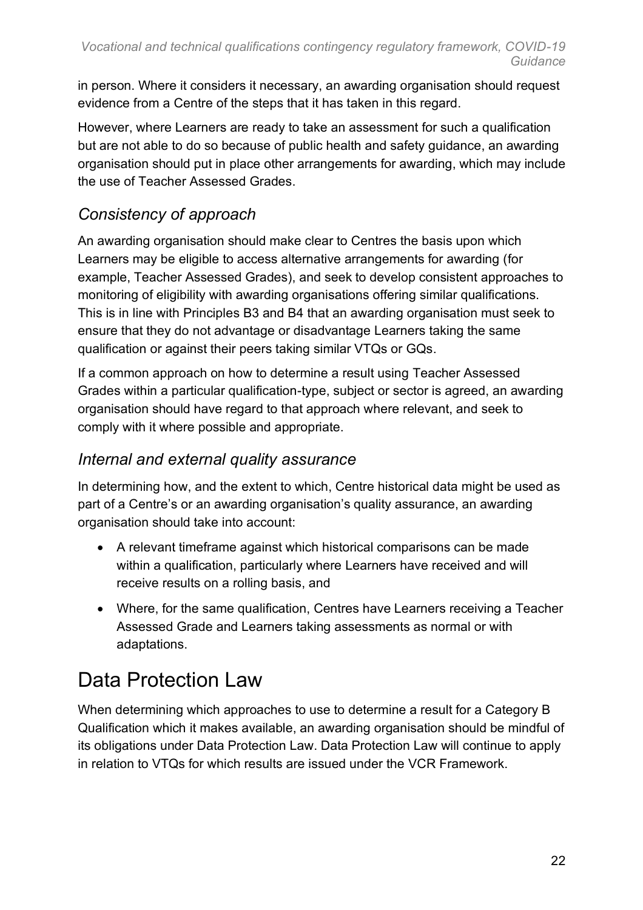in person. Where it considers it necessary, an awarding organisation should request evidence from a Centre of the steps that it has taken in this regard.

However, where Learners are ready to take an assessment for such a qualification but are not able to do so because of public health and safety guidance, an awarding organisation should put in place other arrangements for awarding, which may include the use of Teacher Assessed Grades.

### *Consistency of approach*

An awarding organisation should make clear to Centres the basis upon which Learners may be eligible to access alternative arrangements for awarding (for example, Teacher Assessed Grades), and seek to develop consistent approaches to monitoring of eligibility with awarding organisations offering similar qualifications. This is in line with Principles B3 and B4 that an awarding organisation must seek to ensure that they do not advantage or disadvantage Learners taking the same qualification or against their peers taking similar VTQs or GQs.

If a common approach on how to determine a result using Teacher Assessed Grades within a particular qualification-type, subject or sector is agreed, an awarding organisation should have regard to that approach where relevant, and seek to comply with it where possible and appropriate.

### *Internal and external quality assurance*

In determining how, and the extent to which, Centre historical data might be used as part of a Centre's or an awarding organisation's quality assurance, an awarding organisation should take into account:

- A relevant timeframe against which historical comparisons can be made within a qualification, particularly where Learners have received and will receive results on a rolling basis, and
- Where, for the same qualification, Centres have Learners receiving a Teacher Assessed Grade and Learners taking assessments as normal or with adaptations.

## Data Protection Law

When determining which approaches to use to determine a result for a Category B Qualification which it makes available, an awarding organisation should be mindful of its obligations under Data Protection Law. Data Protection Law will continue to apply in relation to VTQs for which results are issued under the VCR Framework.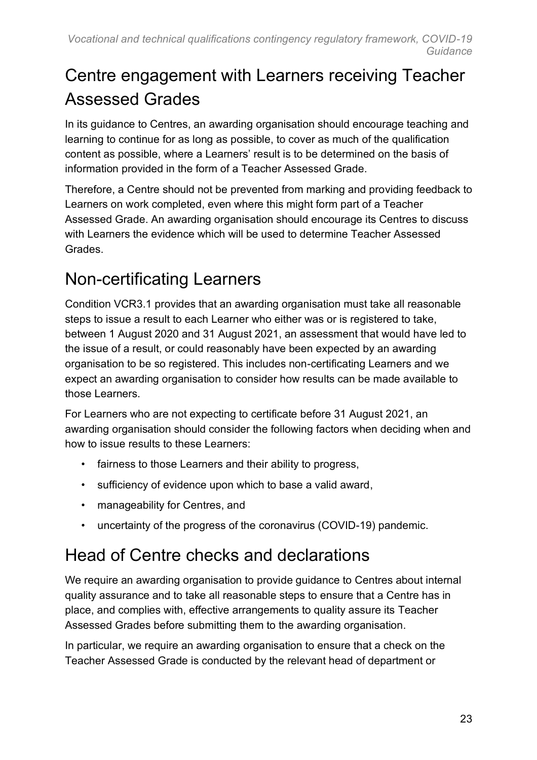## Centre engagement with Learners receiving Teacher Assessed Grades

In its guidance to Centres, an awarding organisation should encourage teaching and learning to continue for as long as possible, to cover as much of the qualification content as possible, where a Learners' result is to be determined on the basis of information provided in the form of a Teacher Assessed Grade.

Therefore, a Centre should not be prevented from marking and providing feedback to Learners on work completed, even where this might form part of a Teacher Assessed Grade. An awarding organisation should encourage its Centres to discuss with Learners the evidence which will be used to determine Teacher Assessed Grades.

## Non-certificating Learners

Condition VCR3.1 provides that an awarding organisation must take all reasonable steps to issue a result to each Learner who either was or is registered to take, between 1 August 2020 and 31 August 2021, an assessment that would have led to the issue of a result, or could reasonably have been expected by an awarding organisation to be so registered. This includes non-certificating Learners and we expect an awarding organisation to consider how results can be made available to those Learners.

For Learners who are not expecting to certificate before 31 August 2021, an awarding organisation should consider the following factors when deciding when and how to issue results to these Learners:

- fairness to those Learners and their ability to progress,
- sufficiency of evidence upon which to base a valid award,
- manageability for Centres, and
- uncertainty of the progress of the coronavirus (COVID-19) pandemic.

## Head of Centre checks and declarations

We require an awarding organisation to provide guidance to Centres about internal quality assurance and to take all reasonable steps to ensure that a Centre has in place, and complies with, effective arrangements to quality assure its Teacher Assessed Grades before submitting them to the awarding organisation.

In particular, we require an awarding organisation to ensure that a check on the Teacher Assessed Grade is conducted by the relevant head of department or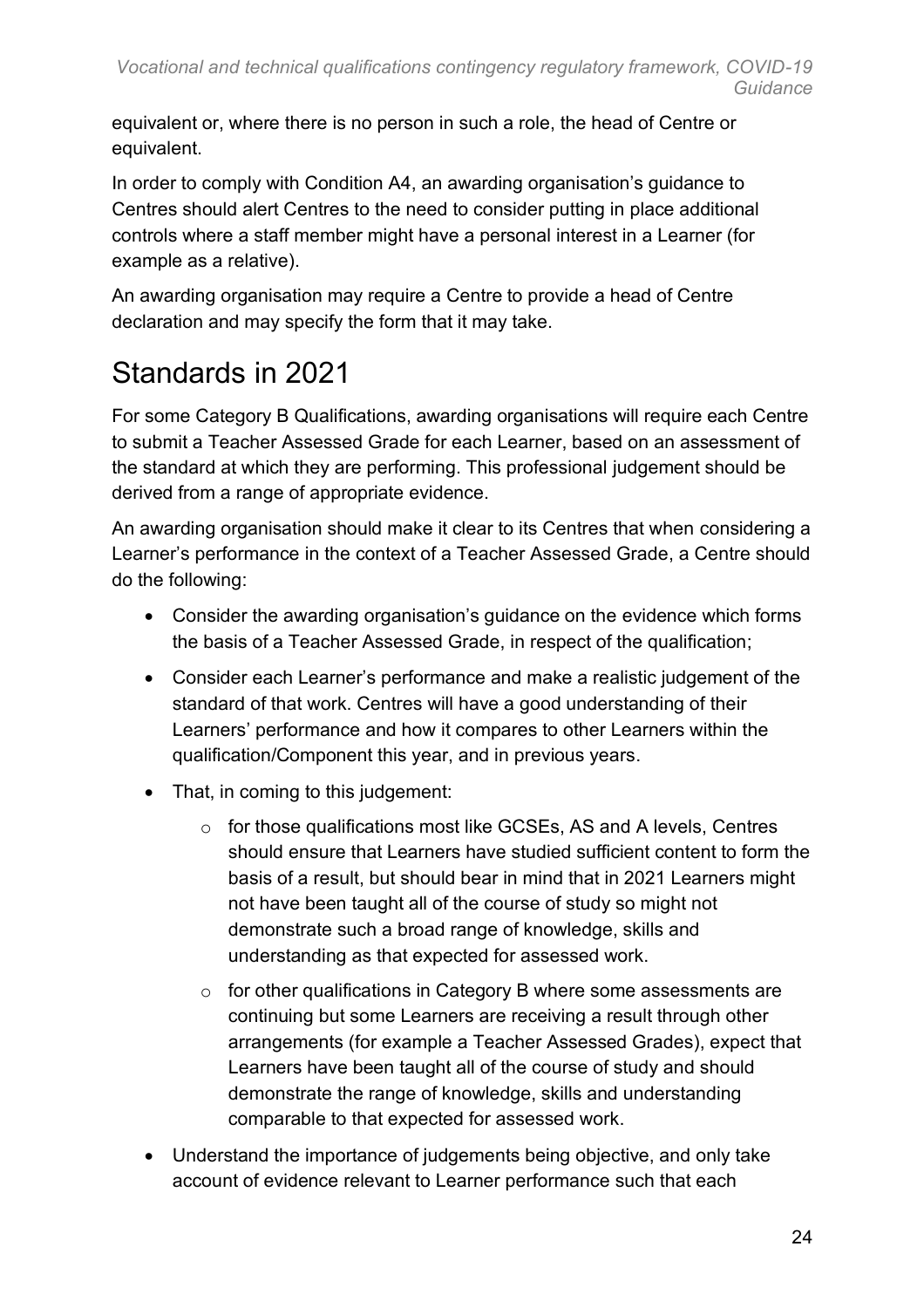equivalent or, where there is no person in such a role, the head of Centre or equivalent.

In order to comply with Condition A4, an awarding organisation's guidance to Centres should alert Centres to the need to consider putting in place additional controls where a staff member might have a personal interest in a Learner (for example as a relative).

An awarding organisation may require a Centre to provide a head of Centre declaration and may specify the form that it may take.

## Standards in 2021

For some Category B Qualifications, awarding organisations will require each Centre to submit a Teacher Assessed Grade for each Learner, based on an assessment of the standard at which they are performing. This professional judgement should be derived from a range of appropriate evidence.

An awarding organisation should make it clear to its Centres that when considering a Learner's performance in the context of a Teacher Assessed Grade, a Centre should do the following:

- Consider the awarding organisation's guidance on the evidence which forms the basis of a Teacher Assessed Grade, in respect of the qualification;
- Consider each Learner's performance and make a realistic judgement of the standard of that work. Centres will have a good understanding of their Learners' performance and how it compares to other Learners within the qualification/Component this year, and in previous years.
- That, in coming to this judgement:
  - for those qualifications most like GCSEs, AS and A levels, Centres should ensure that Learners have studied sufficient content to form the basis of a result, but should bear in mind that in 2021 Learners might not have been taught all of the course of study so might not demonstrate such a broad range of knowledge, skills and understanding as that expected for assessed work.
  - for other qualifications in Category B where some assessments are continuing but some Learners are receiving a result through other arrangements (for example a Teacher Assessed Grades), expect that Learners have been taught all of the course of study and should demonstrate the range of knowledge, skills and understanding comparable to that expected for assessed work.
- Understand the importance of judgements being objective, and only take account of evidence relevant to Learner performance such that each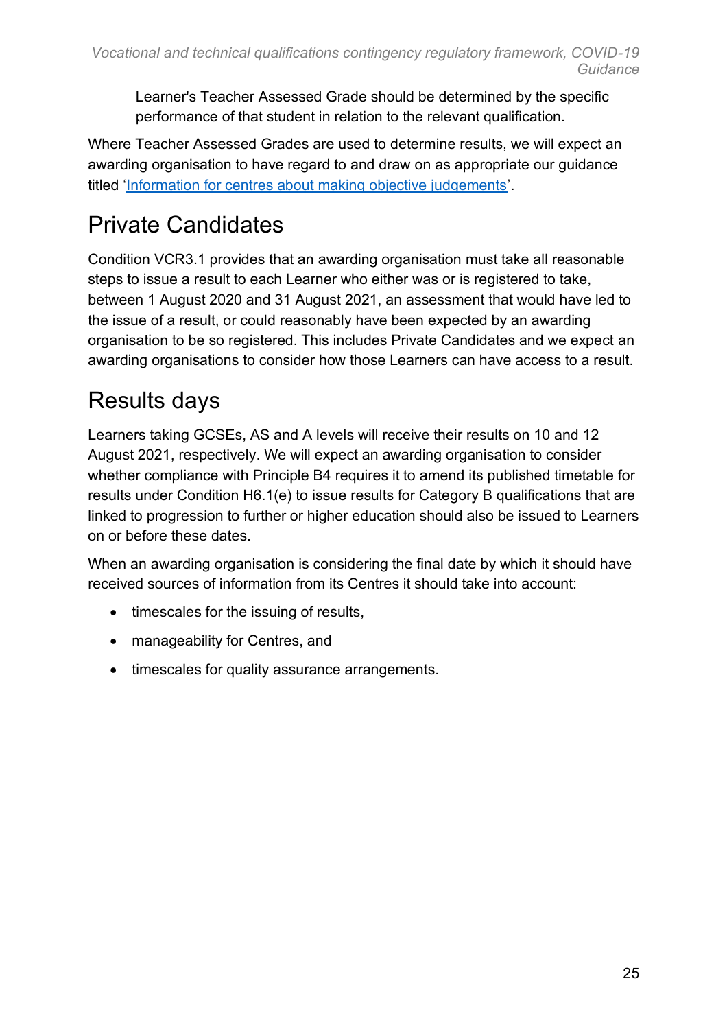Learner's Teacher Assessed Grade should be determined by the specific performance of that student in relation to the relevant qualification.

Where Teacher Assessed Grades are used to determine results, we will expect an awarding organisation to have regard to and draw on as appropriate our guidance titled '[Information for centres about making objective judgements](#)'.

# Private Candidates

Condition VCR3.1 provides that an awarding organisation must take all reasonable steps to issue a result to each Learner who either was or is registered to take, between 1 August 2020 and 31 August 2021, an assessment that would have led to the issue of a result, or could reasonably have been expected by an awarding organisation to be so registered. This includes Private Candidates and we expect an awarding organisations to consider how those Learners can have access to a result.

# Results days

Learners taking GCSEs, AS and A levels will receive their results on 10 and 12 August 2021, respectively. We will expect an awarding organisation to consider whether compliance with Principle B4 requires it to amend its published timetable for results under Condition H6.1(e) to issue results for Category B qualifications that are linked to progression to further or higher education should also be issued to Learners on or before these dates.

When an awarding organisation is considering the final date by which it should have received sources of information from its Centres it should take into account:

- timescales for the issuing of results,
- manageability for Centres, and
- timescales for quality assurance arrangements.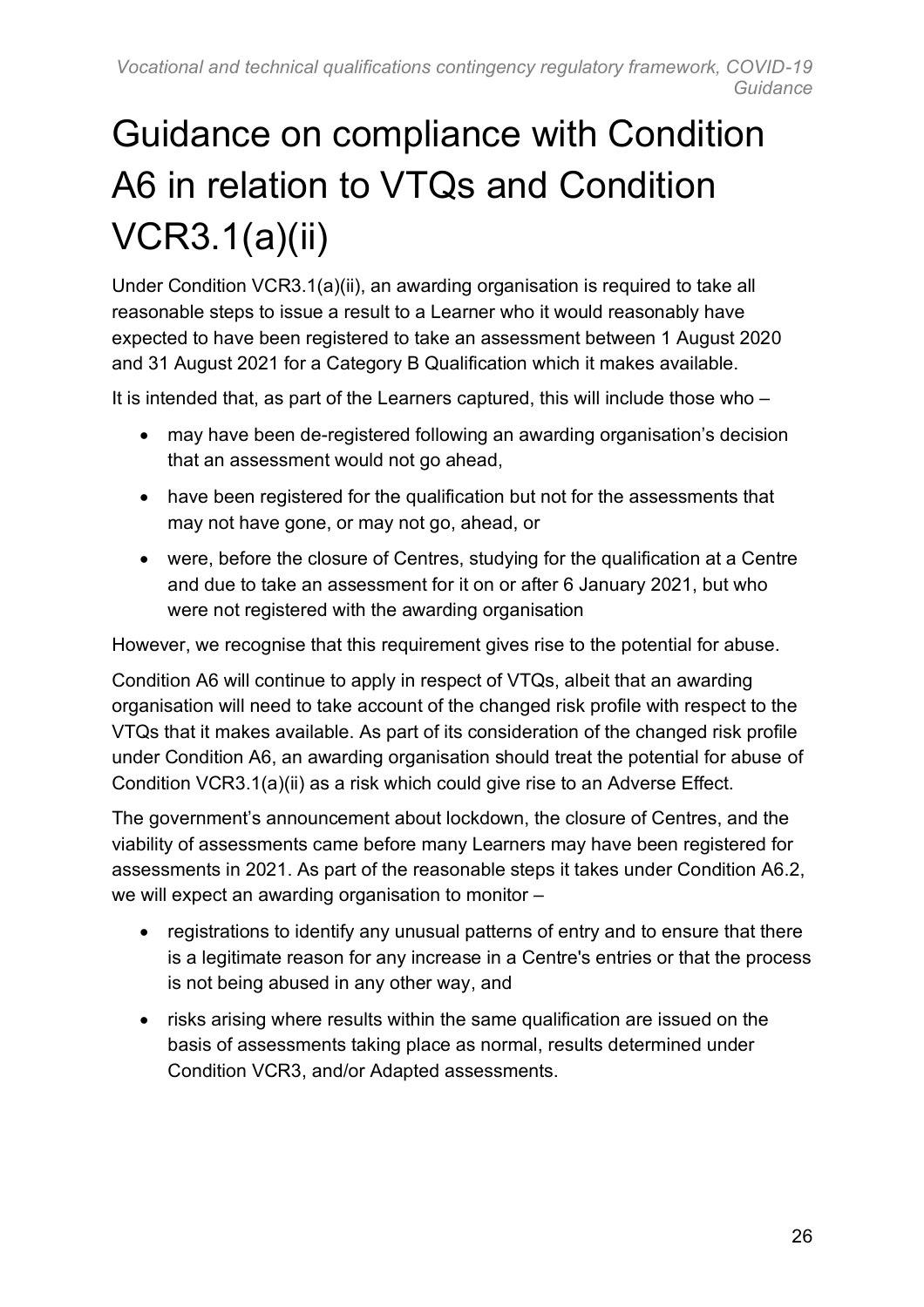# Guidance on compliance with Condition A6 in relation to VTQs and Condition VCR3.1(a)(ii)

Under Condition VCR3.1(a)(ii), an awarding organisation is required to take all reasonable steps to issue a result to a Learner who it would reasonably have expected to have been registered to take an assessment between 1 August 2020 and 31 August 2021 for a Category B Qualification which it makes available.

It is intended that, as part of the Learners captured, this will include those who –

- may have been de-registered following an awarding organisation's decision that an assessment would not go ahead,
- have been registered for the qualification but not for the assessments that may not have gone, or may not go, ahead, or
- were, before the closure of Centres, studying for the qualification at a Centre and due to take an assessment for it on or after 6 January 2021, but who were not registered with the awarding organisation

However, we recognise that this requirement gives rise to the potential for abuse.

Condition A6 will continue to apply in respect of VTQs, albeit that an awarding organisation will need to take account of the changed risk profile with respect to the VTQs that it makes available. As part of its consideration of the changed risk profile under Condition A6, an awarding organisation should treat the potential for abuse of Condition VCR3.1(a)(ii) as a risk which could give rise to an Adverse Effect.

The government's announcement about lockdown, the closure of Centres, and the viability of assessments came before many Learners may have been registered for assessments in 2021. As part of the reasonable steps it takes under Condition A6.2, we will expect an awarding organisation to monitor –

- registrations to identify any unusual patterns of entry and to ensure that there is a legitimate reason for any increase in a Centre's entries or that the process is not being abused in any other way, and
- risks arising where results within the same qualification are issued on the basis of assessments taking place as normal, results determined under Condition VCR3, and/or Adapted assessments.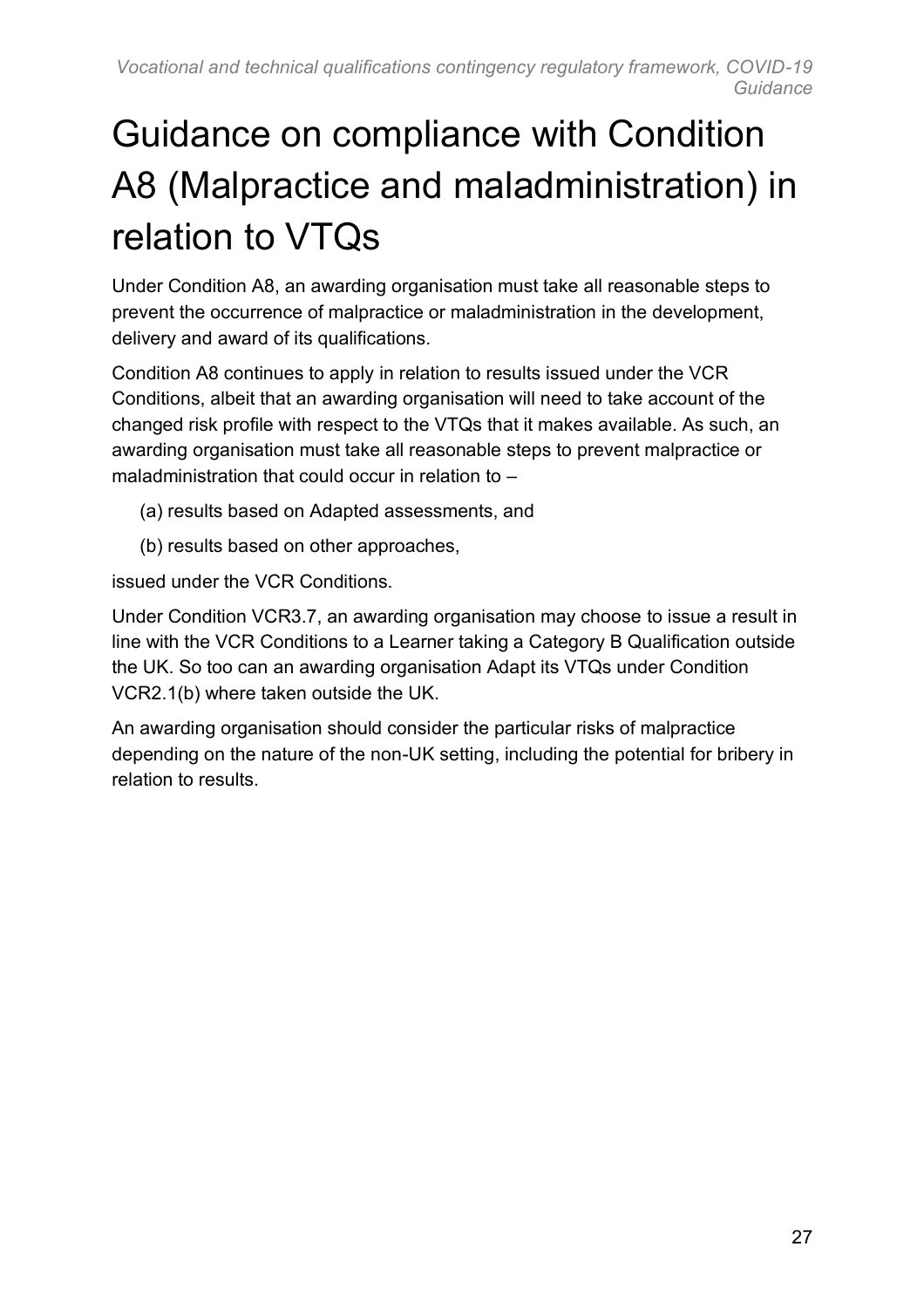# Guidance on compliance with Condition A8 (Malpractice and maladministration) in relation to VTQs

Under Condition A8, an awarding organisation must take all reasonable steps to prevent the occurrence of malpractice or maladministration in the development, delivery and award of its qualifications.

Condition A8 continues to apply in relation to results issued under the VCR Conditions, albeit that an awarding organisation will need to take account of the changed risk profile with respect to the VTQs that it makes available. As such, an awarding organisation must take all reasonable steps to prevent malpractice or maladministration that could occur in relation to –

(a) results based on Adapted assessments, and

(b) results based on other approaches,

issued under the VCR Conditions.

Under Condition VCR3.7, an awarding organisation may choose to issue a result in line with the VCR Conditions to a Learner taking a Category B Qualification outside the UK. So too can an awarding organisation Adapt its VTQs under Condition VCR2.1(b) where taken outside the UK.

An awarding organisation should consider the particular risks of malpractice depending on the nature of the non-UK setting, including the potential for bribery in relation to results.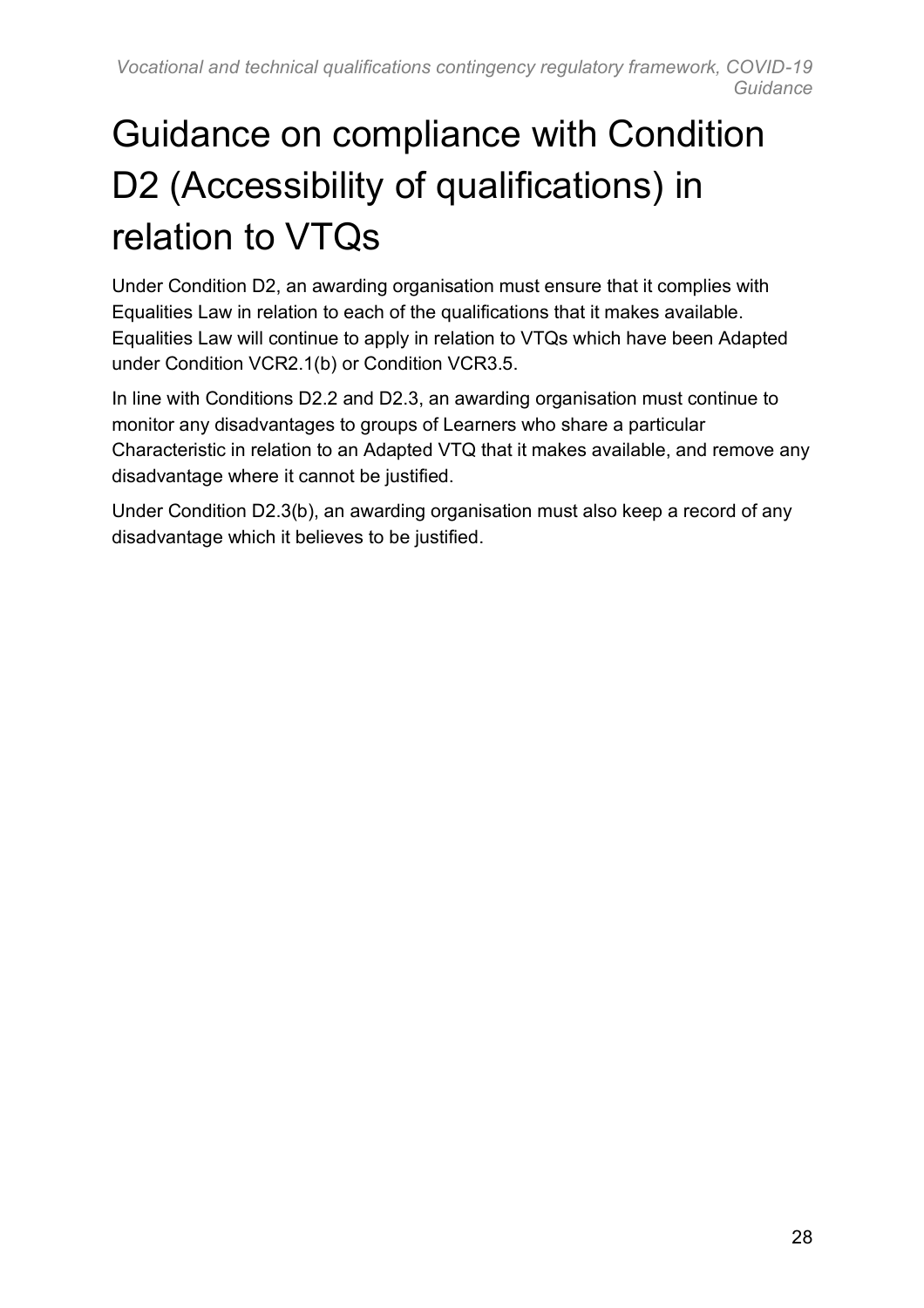# Guidance on compliance with Condition D2 (Accessibility of qualifications) in relation to VTQs

Under Condition D2, an awarding organisation must ensure that it complies with Equalities Law in relation to each of the qualifications that it makes available. Equalities Law will continue to apply in relation to VTQs which have been Adapted under Condition VCR2.1(b) or Condition VCR3.5.

In line with Conditions D2.2 and D2.3, an awarding organisation must continue to monitor any disadvantages to groups of Learners who share a particular Characteristic in relation to an Adapted VTQ that it makes available, and remove any disadvantage where it cannot be justified.

Under Condition D2.3(b), an awarding organisation must also keep a record of any disadvantage which it believes to be justified.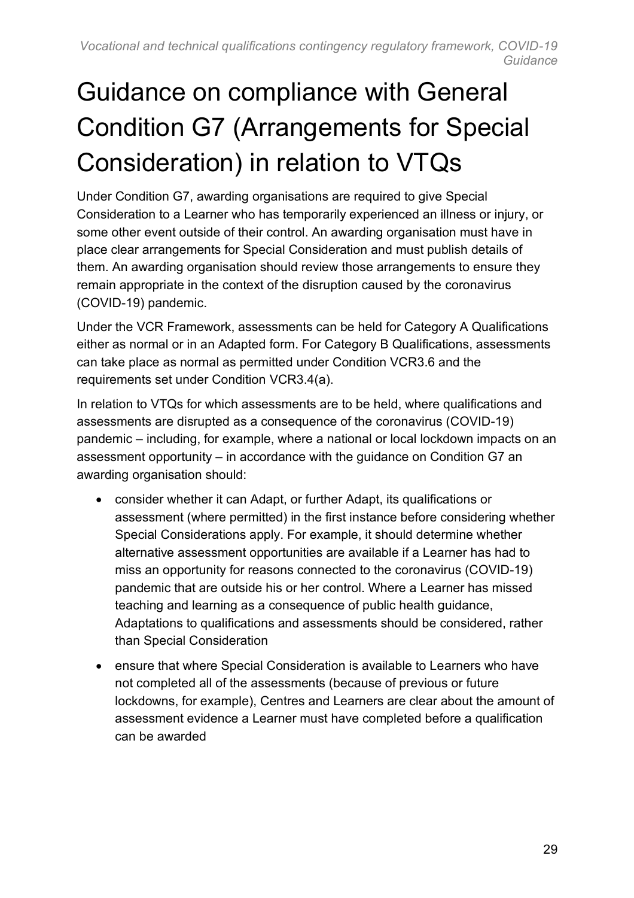# Guidance on compliance with General Condition G7 (Arrangements for Special Consideration) in relation to VTQs

Under Condition G7, awarding organisations are required to give Special Consideration to a Learner who has temporarily experienced an illness or injury, or some other event outside of their control. An awarding organisation must have in place clear arrangements for Special Consideration and must publish details of them. An awarding organisation should review those arrangements to ensure they remain appropriate in the context of the disruption caused by the coronavirus (COVID-19) pandemic.

Under the VCR Framework, assessments can be held for Category A Qualifications either as normal or in an Adapted form. For Category B Qualifications, assessments can take place as normal as permitted under Condition VCR3.6 and the requirements set under Condition VCR3.4(a).

In relation to VTQs for which assessments are to be held, where qualifications and assessments are disrupted as a consequence of the coronavirus (COVID-19) pandemic – including, for example, where a national or local lockdown impacts on an assessment opportunity – in accordance with the guidance on Condition G7 an awarding organisation should:

- consider whether it can Adapt, or further Adapt, its qualifications or assessment (where permitted) in the first instance before considering whether Special Considerations apply. For example, it should determine whether alternative assessment opportunities are available if a Learner has had to miss an opportunity for reasons connected to the coronavirus (COVID-19) pandemic that are outside his or her control. Where a Learner has missed teaching and learning as a consequence of public health guidance, Adaptations to qualifications and assessments should be considered, rather than Special Consideration
- ensure that where Special Consideration is available to Learners who have not completed all of the assessments (because of previous or future lockdowns, for example), Centres and Learners are clear about the amount of assessment evidence a Learner must have completed before a qualification can be awarded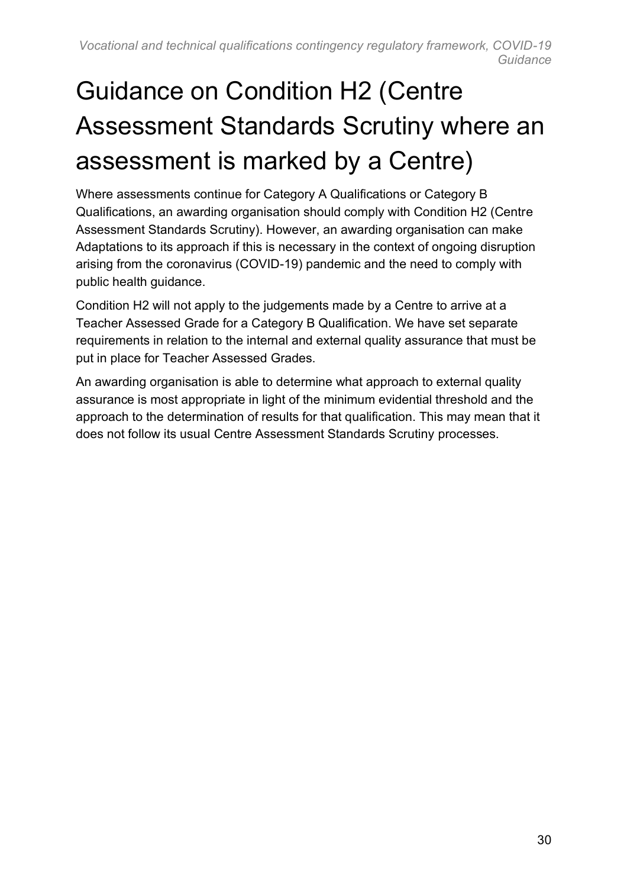# Guidance on Condition H2 (Centre Assessment Standards Scrutiny where an assessment is marked by a Centre)

Where assessments continue for Category A Qualifications or Category B Qualifications, an awarding organisation should comply with Condition H2 (Centre Assessment Standards Scrutiny). However, an awarding organisation can make Adaptations to its approach if this is necessary in the context of ongoing disruption arising from the coronavirus (COVID-19) pandemic and the need to comply with public health guidance.

Condition H2 will not apply to the judgements made by a Centre to arrive at a Teacher Assessed Grade for a Category B Qualification. We have set separate requirements in relation to the internal and external quality assurance that must be put in place for Teacher Assessed Grades.

An awarding organisation is able to determine what approach to external quality assurance is most appropriate in light of the minimum evidential threshold and the approach to the determination of results for that qualification. This may mean that it does not follow its usual Centre Assessment Standards Scrutiny processes.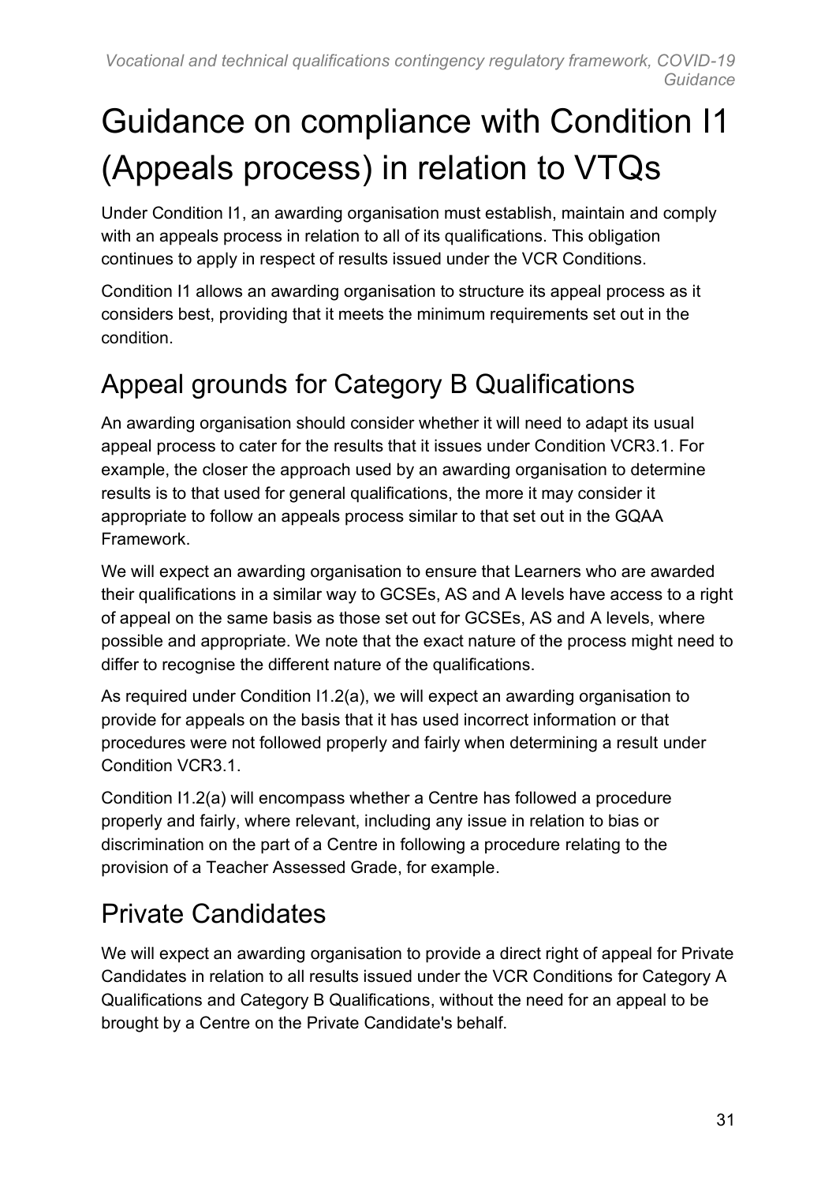# Guidance on compliance with Condition I1 (Appeals process) in relation to VTQs

Under Condition I1, an awarding organisation must establish, maintain and comply with an appeals process in relation to all of its qualifications. This obligation continues to apply in respect of results issued under the VCR Conditions.

Condition I1 allows an awarding organisation to structure its appeal process as it considers best, providing that it meets the minimum requirements set out in the condition.

## Appeal grounds for Category B Qualifications

An awarding organisation should consider whether it will need to adapt its usual appeal process to cater for the results that it issues under Condition VCR3.1. For example, the closer the approach used by an awarding organisation to determine results is to that used for general qualifications, the more it may consider it appropriate to follow an appeals process similar to that set out in the GQAA Framework.

We will expect an awarding organisation to ensure that Learners who are awarded their qualifications in a similar way to GCSEs, AS and A levels have access to a right of appeal on the same basis as those set out for GCSEs, AS and A levels, where possible and appropriate. We note that the exact nature of the process might need to differ to recognise the different nature of the qualifications.

As required under Condition I1.2(a), we will expect an awarding organisation to provide for appeals on the basis that it has used incorrect information or that procedures were not followed properly and fairly when determining a result under Condition VCR3.1.

Condition I1.2(a) will encompass whether a Centre has followed a procedure properly and fairly, where relevant, including any issue in relation to bias or discrimination on the part of a Centre in following a procedure relating to the provision of a Teacher Assessed Grade, for example.

## Private Candidates

We will expect an awarding organisation to provide a direct right of appeal for Private Candidates in relation to all results issued under the VCR Conditions for Category A Qualifications and Category B Qualifications, without the need for an appeal to be brought by a Centre on the Private Candidate's behalf.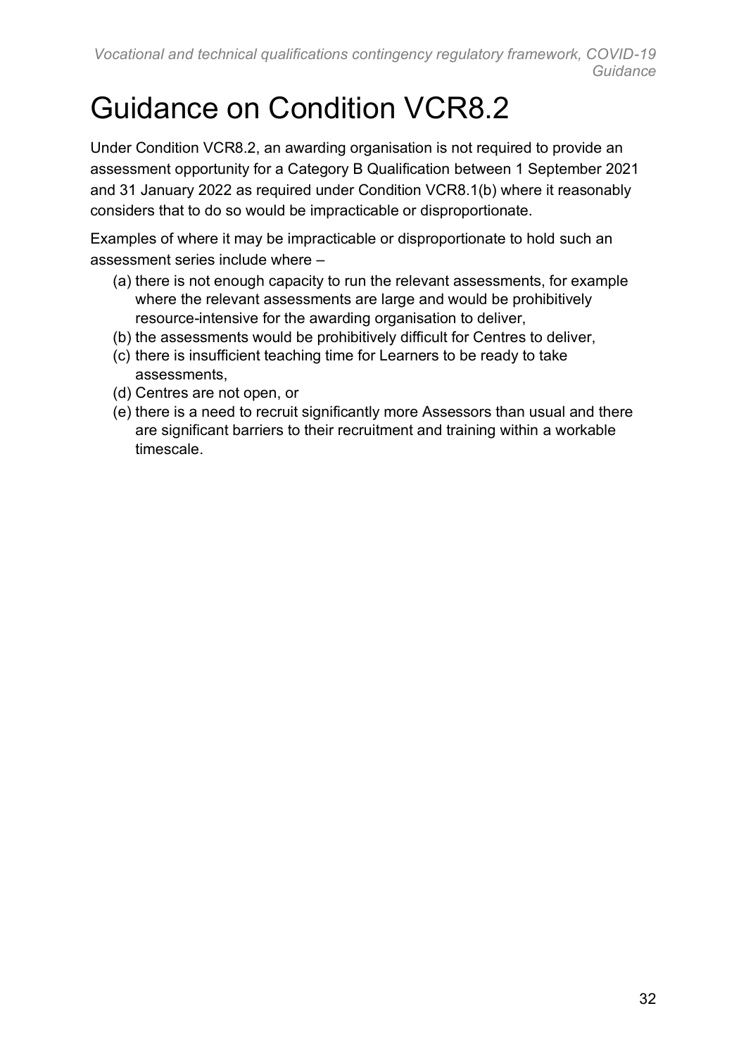# Guidance on Condition VCR8.2

Under Condition VCR8.2, an awarding organisation is not required to provide an assessment opportunity for a Category B Qualification between 1 September 2021 and 31 January 2022 as required under Condition VCR8.1(b) where it reasonably considers that to do so would be impracticable or disproportionate.

Examples of where it may be impracticable or disproportionate to hold such an assessment series include where –

- (a) there is not enough capacity to run the relevant assessments, for example where the relevant assessments are large and would be prohibitively resource-intensive for the awarding organisation to deliver,
- (b) the assessments would be prohibitively difficult for Centres to deliver,
- (c) there is insufficient teaching time for Learners to be ready to take assessments,
- (d) Centres are not open, or
- (e) there is a need to recruit significantly more Assessors than usual and there are significant barriers to their recruitment and training within a workable timescale.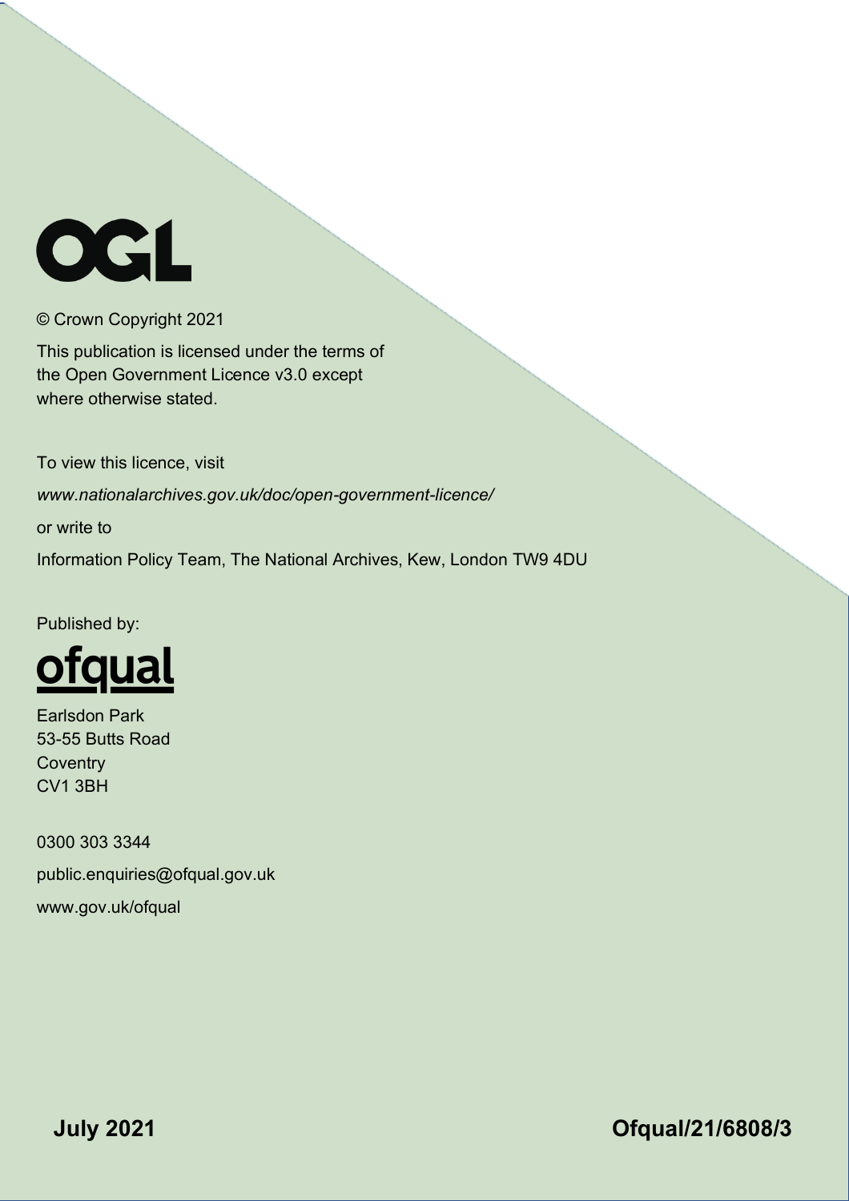OGL

© Crown Copyright 2021

This publication is licensed under the terms of the Open Government Licence v3.0 except where otherwise stated.

To view this licence, visit

*www.nationalarchives.gov.uk/doc/open-government-licence/*

or write to

Information Policy Team, The National Archives, Kew, London TW9 4DU

Published by:

ofqual

Earlsdon Park
53-55 Butts Road
Coventry
CV1 3BH

0300 303 3344

public.enquiries@ofqual.gov.uk

www.gov.uk/ofqual

**July 2021** **Ofqual/21/6808/3**